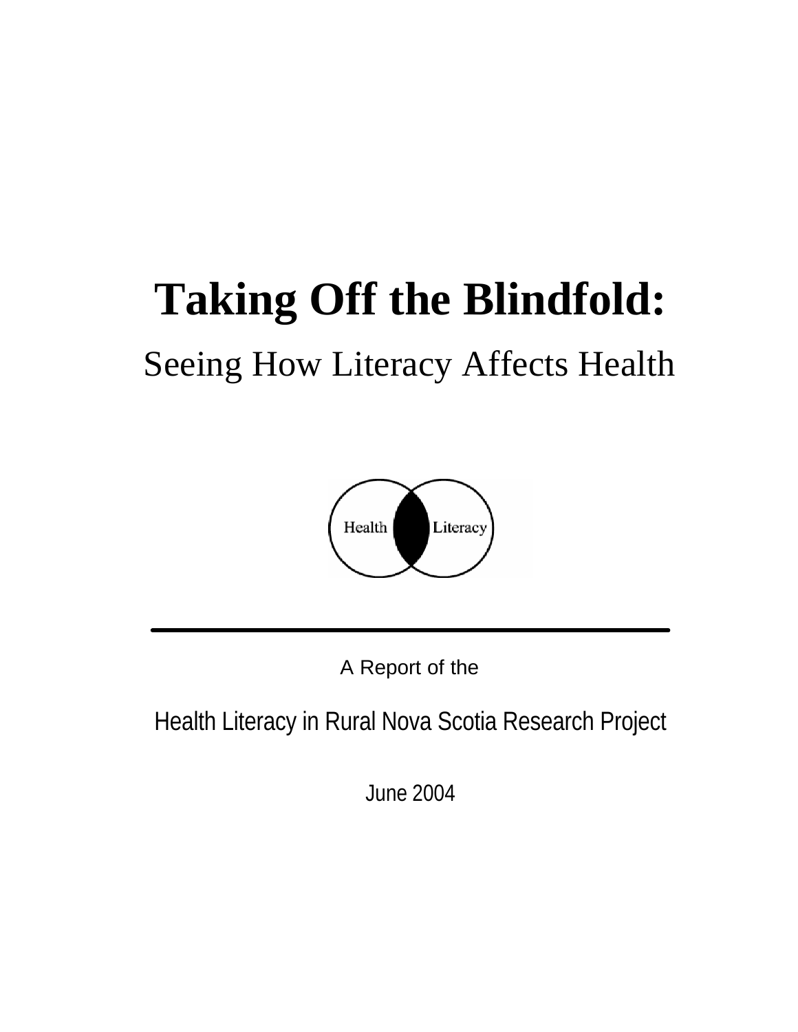# Taking Off the Blindfold:

## Seeing How Literacy Affects Health

Health Literacy

---

A Report of the

Health Literacy in Rural Nova Scotia Research Project

June 2004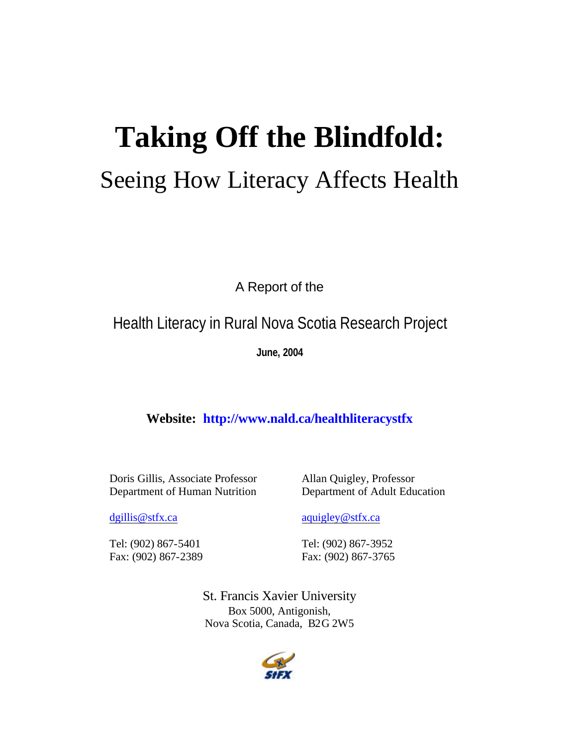# Taking Off the Blindfold:

## Seeing How Literacy Affects Health

A Report of the

Health Literacy in Rural Nova Scotia Research Project

**June, 2004**

**Website: http://www.nald.ca/healthliteracystfx**

Doris Gillis, Associate Professor
Department of Human Nutrition

dgillis@stfx.ca

Tel: (902) 867-5401
Fax: (902) 867-2389

Allan Quigley, Professor
Department of Adult Education

aquigley@stfx.ca

Tel: (902) 867-3952
Fax: (902) 867-3765

St. Francis Xavier University
Box 5000, Antigonish,
Nova Scotia, Canada, B2G 2W5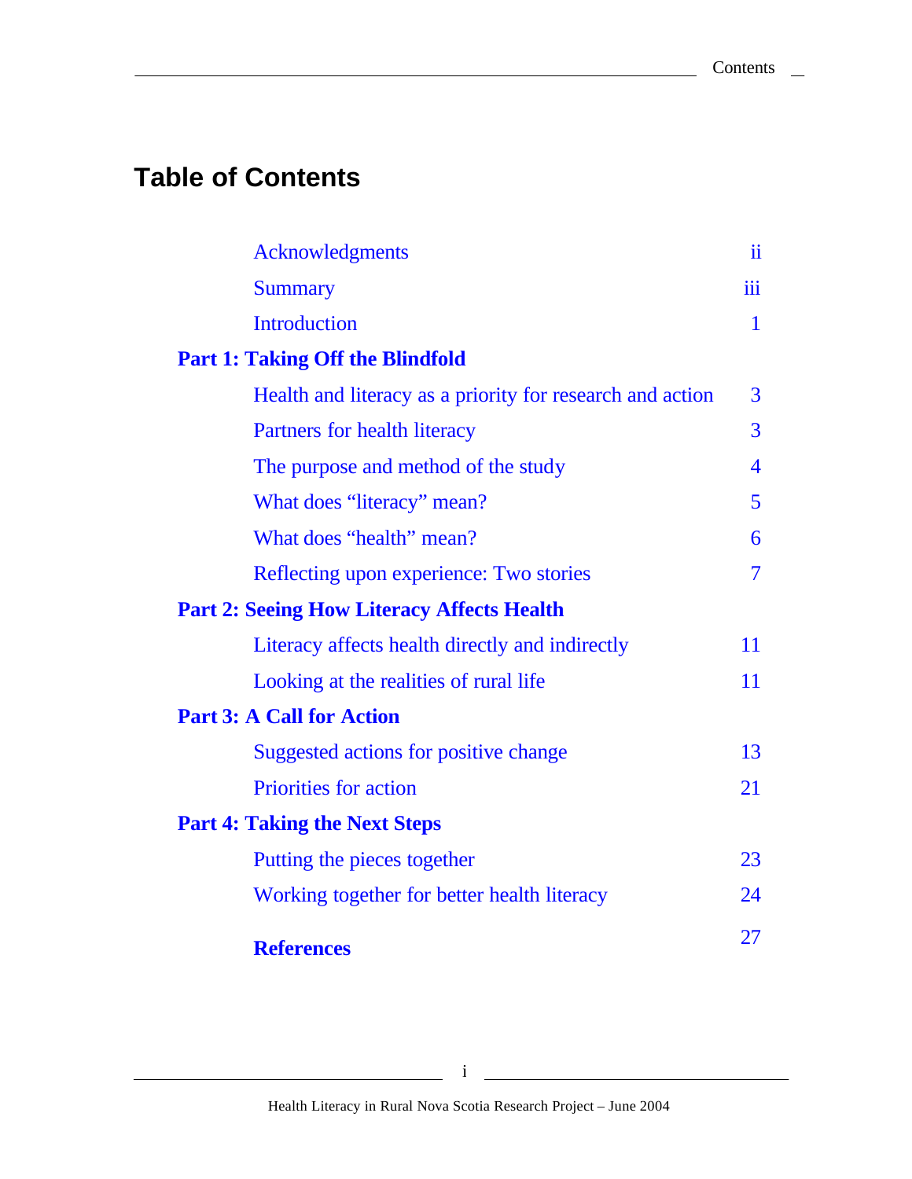# Table of Contents

| | |
|---|---|
| Acknowledgments | ii |
| Summary | iii |
| Introduction | 1 |
| **Part 1: Taking Off the Blindfold** | |
| Health and literacy as a priority for research and action | 3 |
| Partners for health literacy | 3 |
| The purpose and method of the study | 4 |
| What does “literacy” mean? | 5 |
| What does “health” mean? | 6 |
| Reflecting upon experience: Two stories | 7 |
| **Part 2: Seeing How Literacy Affects Health** | |
| Literacy affects health directly and indirectly | 11 |
| Looking at the realities of rural life | 11 |
| **Part 3: A Call for Action** | |
| Suggested actions for positive change | 13 |
| Priorities for action | 21 |
| **Part 4: Taking the Next Steps** | |
| Putting the pieces together | 23 |
| Working together for better health literacy | 24 |
| **References** | 27 |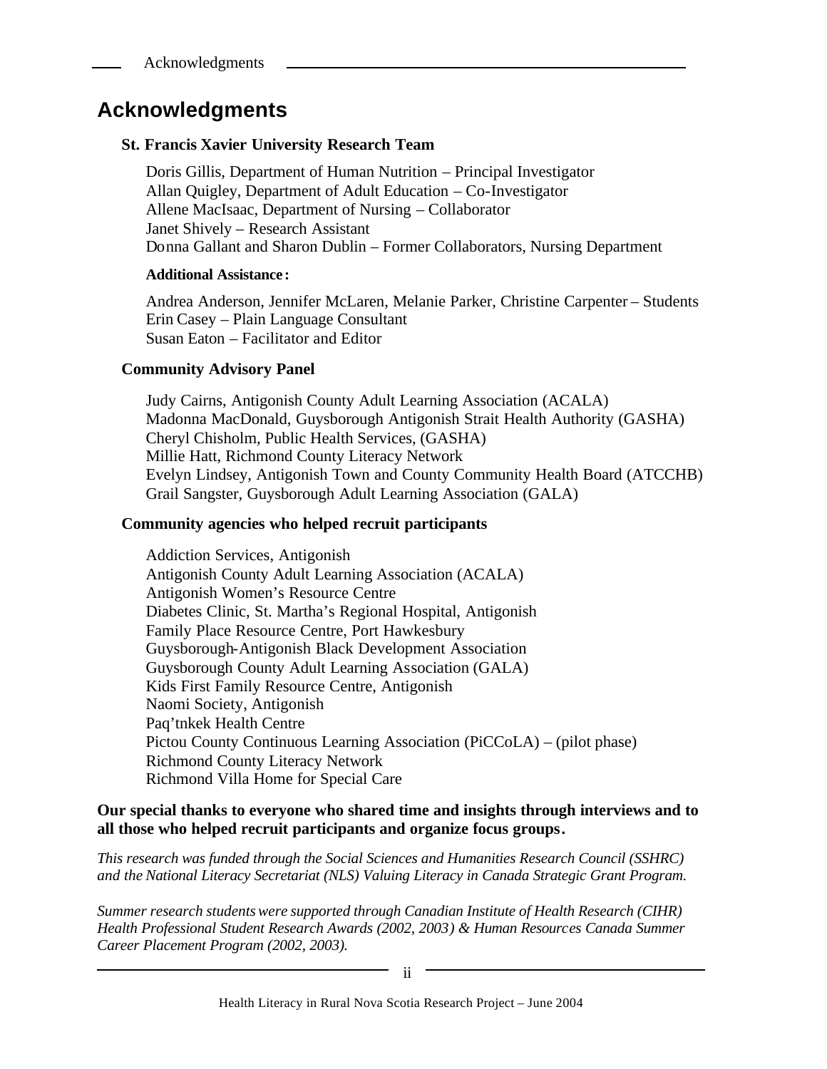# Acknowledgments

### St. Francis Xavier University Research Team

Doris Gillis, Department of Human Nutrition – Principal Investigator
Allan Quigley, Department of Adult Education – Co-Investigator
Allene MacIsaac, Department of Nursing – Collaborator
Janet Shively – Research Assistant
Donna Gallant and Sharon Dublin – Former Collaborators, Nursing Department

**Additional Assistance:**

Andrea Anderson, Jennifer McLaren, Melanie Parker, Christine Carpenter – Students
Erin Casey – Plain Language Consultant
Susan Eaton – Facilitator and Editor

### Community Advisory Panel

Judy Cairns, Antigonish County Adult Learning Association (ACALA)
Madonna MacDonald, Guysborough Antigonish Strait Health Authority (GASHA)
Cheryl Chisholm, Public Health Services, (GASHA)
Millie Hatt, Richmond County Literacy Network
Evelyn Lindsey, Antigonish Town and County Community Health Board (ATCCHB)
Grail Sangster, Guysborough Adult Learning Association (GALA)

### Community agencies who helped recruit participants

Addiction Services, Antigonish
Antigonish County Adult Learning Association (ACALA)
Antigonish Women's Resource Centre
Diabetes Clinic, St. Martha's Regional Hospital, Antigonish
Family Place Resource Centre, Port Hawkesbury
Guysborough-Antigonish Black Development Association
Guysborough County Adult Learning Association (GALA)
Kids First Family Resource Centre, Antigonish
Naomi Society, Antigonish
Paq'tnkek Health Centre
Pictou County Continuous Learning Association (PiCCoLA) – (pilot phase)
Richmond County Literacy Network
Richmond Villa Home for Special Care

**Our special thanks to everyone who shared time and insights through interviews and to all those who helped recruit participants and organize focus groups.**

*This research was funded through the Social Sciences and Humanities Research Council (SSHRC) and the National Literacy Secretariat (NLS) Valuing Literacy in Canada Strategic Grant Program.*

*Summer research students were supported through Canadian Institute of Health Research (CIHR) Health Professional Student Research Awards (2002, 2003) & Human Resources Canada Summer Career Placement Program (2002, 2003).*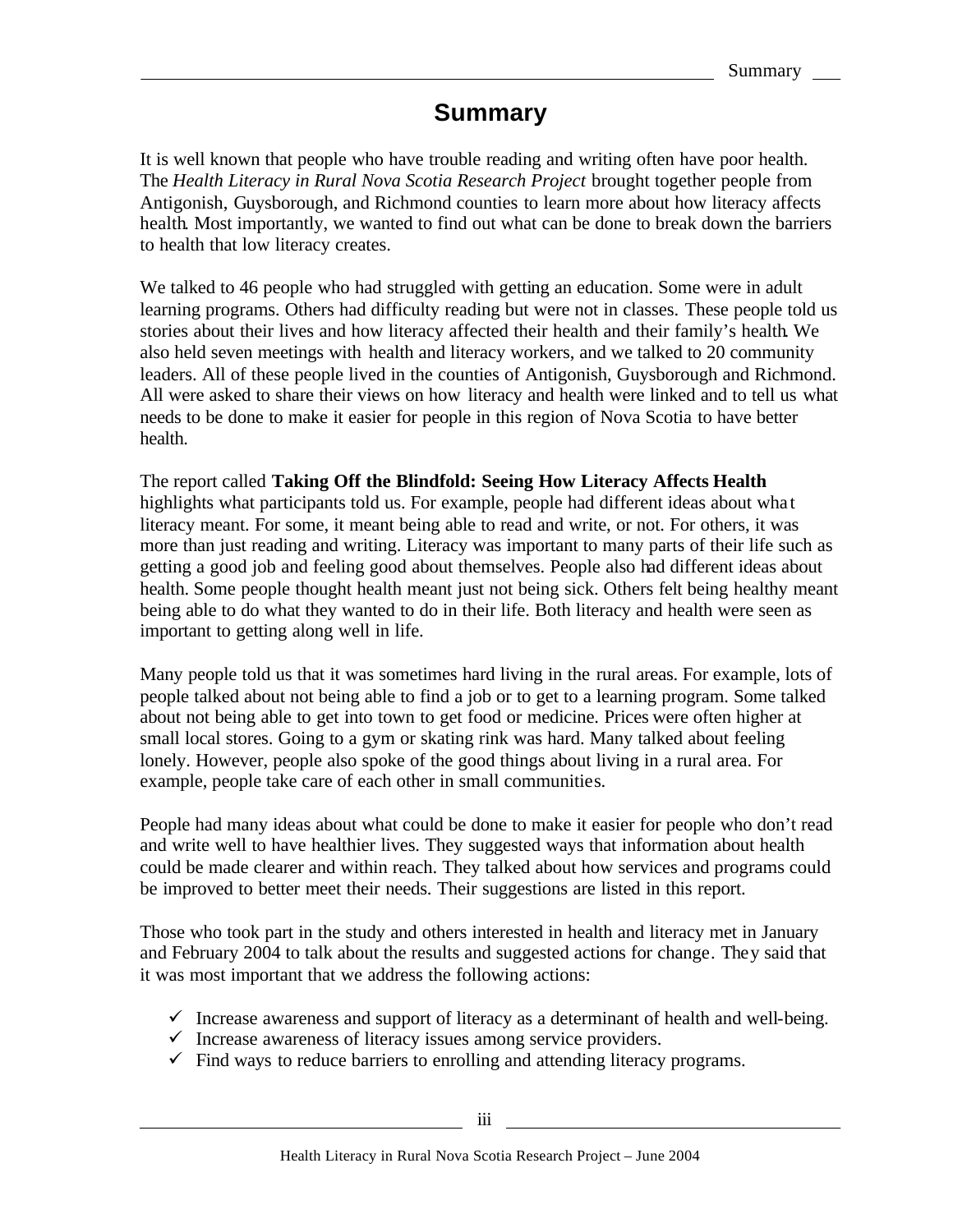# Summary

It is well known that people who have trouble reading and writing often have poor health. The *Health Literacy in Rural Nova Scotia Research Project* brought together people from Antigonish, Guysborough, and Richmond counties to learn more about how literacy affects health. Most importantly, we wanted to find out what can be done to break down the barriers to health that low literacy creates.

We talked to 46 people who had struggled with getting an education. Some were in adult learning programs. Others had difficulty reading but were not in classes. These people told us stories about their lives and how literacy affected their health and their family's health. We also held seven meetings with health and literacy workers, and we talked to 20 community leaders. All of these people lived in the counties of Antigonish, Guysborough and Richmond. All were asked to share their views on how literacy and health were linked and to tell us what needs to be done to make it easier for people in this region of Nova Scotia to have better health.

The report called **Taking Off the Blindfold: Seeing How Literacy Affects Health** highlights what participants told us. For example, people had different ideas about what literacy meant. For some, it meant being able to read and write, or not. For others, it was more than just reading and writing. Literacy was important to many parts of their life such as getting a good job and feeling good about themselves. People also had different ideas about health. Some people thought health meant just not being sick. Others felt being healthy meant being able to do what they wanted to do in their life. Both literacy and health were seen as important to getting along well in life.

Many people told us that it was sometimes hard living in the rural areas. For example, lots of people talked about not being able to find a job or to get to a learning program. Some talked about not being able to get into town to get food or medicine. Prices were often higher at small local stores. Going to a gym or skating rink was hard. Many talked about feeling lonely. However, people also spoke of the good things about living in a rural area. For example, people take care of each other in small communities.

People had many ideas about what could be done to make it easier for people who don't read and write well to have healthier lives. They suggested ways that information about health could be made clearer and within reach. They talked about how services and programs could be improved to better meet their needs. Their suggestions are listed in this report.

Those who took part in the study and others interested in health and literacy met in January and February 2004 to talk about the results and suggested actions for change. They said that it was most important that we address the following actions:

- ✓ Increase awareness and support of literacy as a determinant of health and well-being.
- ✓ Increase awareness of literacy issues among service providers.
- ✓ Find ways to reduce barriers to enrolling and attending literacy programs.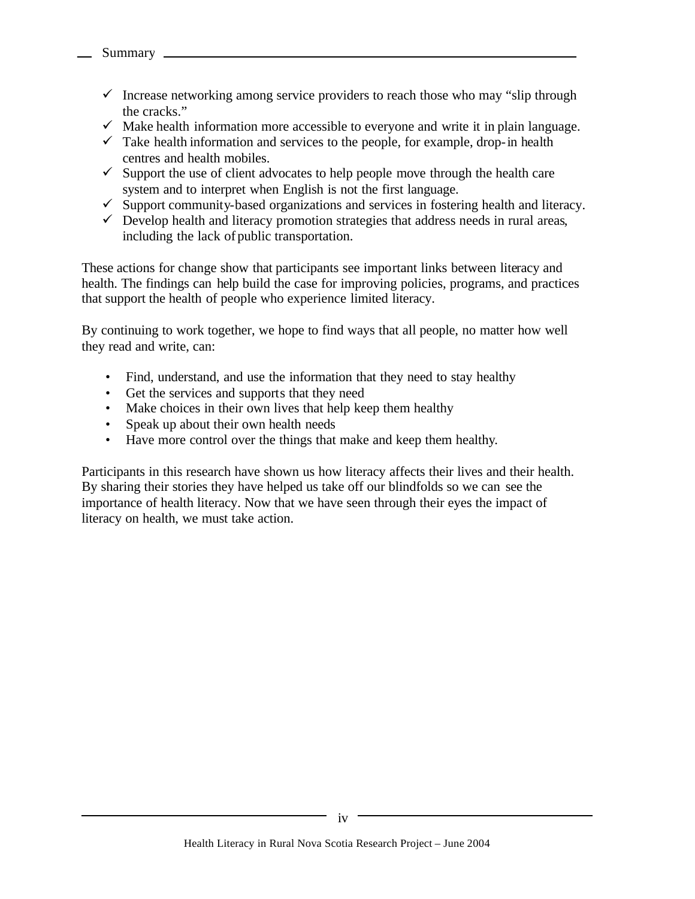- ✓ Increase networking among service providers to reach those who may "slip through the cracks."
- ✓ Make health information more accessible to everyone and write it in plain language.
- ✓ Take health information and services to the people, for example, drop-in health centres and health mobiles.
- ✓ Support the use of client advocates to help people move through the health care system and to interpret when English is not the first language.
- ✓ Support community-based organizations and services in fostering health and literacy.
- ✓ Develop health and literacy promotion strategies that address needs in rural areas, including the lack of public transportation.

These actions for change show that participants see important links between literacy and health. The findings can help build the case for improving policies, programs, and practices that support the health of people who experience limited literacy.

By continuing to work together, we hope to find ways that all people, no matter how well they read and write, can:

- Find, understand, and use the information that they need to stay healthy
- Get the services and supports that they need
- Make choices in their own lives that help keep them healthy
- Speak up about their own health needs
- Have more control over the things that make and keep them healthy.

Participants in this research have shown us how literacy affects their lives and their health. By sharing their stories they have helped us take off our blindfolds so we can see the importance of health literacy. Now that we have seen through their eyes the impact of literacy on health, we must take action.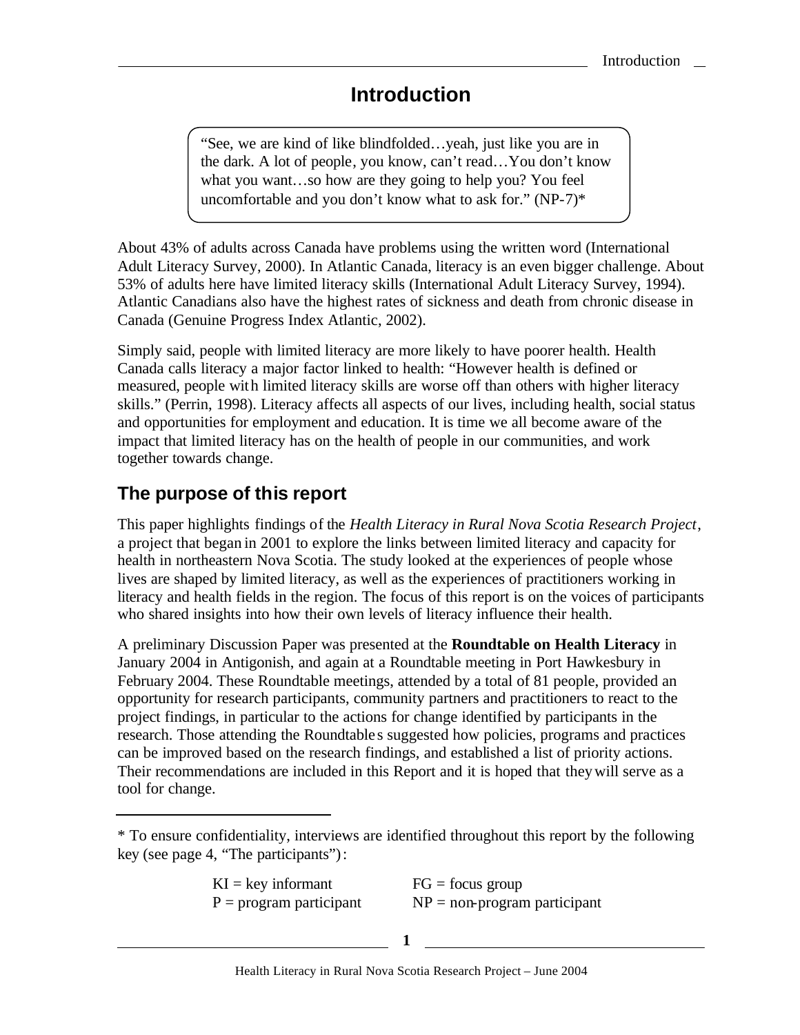# Introduction

> "See, we are kind of like blindfolded…yeah, just like you are in the dark. A lot of people, you know, can't read…You don't know what you want…so how are they going to help you? You feel uncomfortable and you don't know what to ask for." (NP-7)*

About 43% of adults across Canada have problems using the written word (International Adult Literacy Survey, 2000). In Atlantic Canada, literacy is an even bigger challenge. About 53% of adults here have limited literacy skills (International Adult Literacy Survey, 1994). Atlantic Canadians also have the highest rates of sickness and death from chronic disease in Canada (Genuine Progress Index Atlantic, 2002).

Simply said, people with limited literacy are more likely to have poorer health. Health Canada calls literacy a major factor linked to health: "However health is defined or measured, people with limited literacy skills are worse off than others with higher literacy skills." (Perrin, 1998). Literacy affects all aspects of our lives, including health, social status and opportunities for employment and education. It is time we all become aware of the impact that limited literacy has on the health of people in our communities, and work together towards change.

## The purpose of this report

This paper highlights findings of the *Health Literacy in Rural Nova Scotia Research Project*, a project that began in 2001 to explore the links between limited literacy and capacity for health in northeastern Nova Scotia. The study looked at the experiences of people whose lives are shaped by limited literacy, as well as the experiences of practitioners working in literacy and health fields in the region. The focus of this report is on the voices of participants who shared insights into how their own levels of literacy influence their health.

A preliminary Discussion Paper was presented at the **Roundtable on Health Literacy** in January 2004 in Antigonish, and again at a Roundtable meeting in Port Hawkesbury in February 2004. These Roundtable meetings, attended by a total of 81 people, provided an opportunity for research participants, community partners and practitioners to react to the project findings, in particular to the actions for change identified by participants in the research. Those attending the Roundtables suggested how policies, programs and practices can be improved based on the research findings, and established a list of priority actions. Their recommendations are included in this Report and it is hoped that they will serve as a tool for change.

---

* To ensure confidentiality, interviews are identified throughout this report by the following key (see page 4, "The participants"):

| | |
|---|---|
| KI = key informant | FG = focus group |
| P = program participant | NP = non-program participant |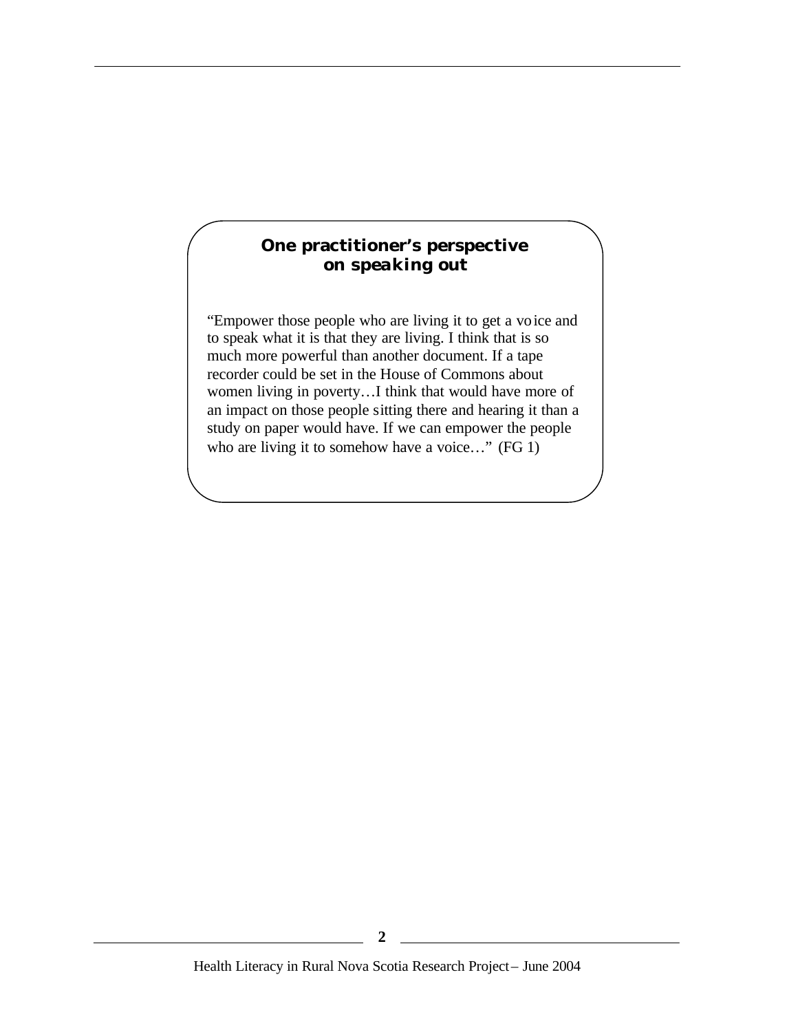**One practitioner's perspective on speaking out**

"Empower those people who are living it to get a voice and to speak what it is that they are living. I think that is so much more powerful than another document. If a tape recorder could be set in the House of Commons about women living in poverty…I think that would have more of an impact on those people sitting there and hearing it than a study on paper would have. If we can empower the people who are living it to somehow have a voice…" (FG 1)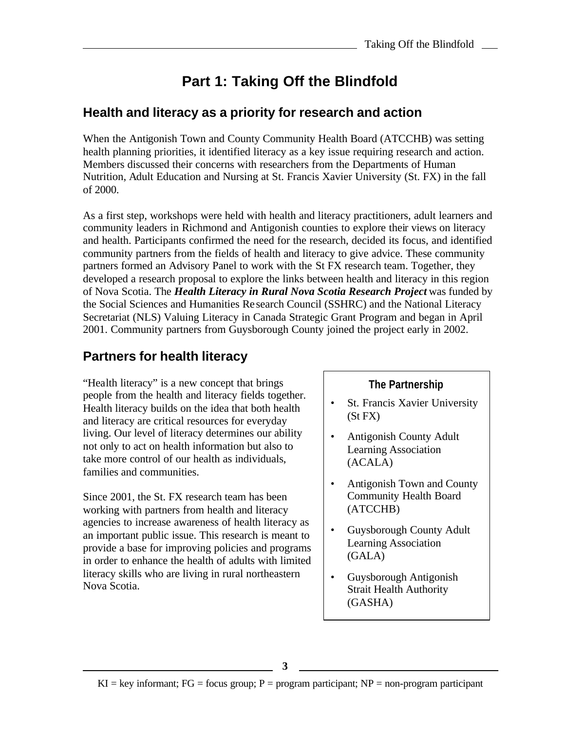# Part 1: Taking Off the Blindfold

## Health and literacy as a priority for research and action

When the Antigonish Town and County Community Health Board (ATCCHB) was setting health planning priorities, it identified literacy as a key issue requiring research and action. Members discussed their concerns with researchers from the Departments of Human Nutrition, Adult Education and Nursing at St. Francis Xavier University (St. FX) in the fall of 2000.

As a first step, workshops were held with health and literacy practitioners, adult learners and community leaders in Richmond and Antigonish counties to explore their views on literacy and health. Participants confirmed the need for the research, decided its focus, and identified community partners from the fields of health and literacy to give advice. These community partners formed an Advisory Panel to work with the St FX research team. Together, they developed a research proposal to explore the links between health and literacy in this region of Nova Scotia. The ***Health Literacy in Rural Nova Scotia Research Project*** was funded by the Social Sciences and Humanities Research Council (SSHRC) and the National Literacy Secretariat (NLS) Valuing Literacy in Canada Strategic Grant Program and began in April 2001. Community partners from Guysborough County joined the project early in 2002.

## Partners for health literacy

"Health literacy" is a new concept that brings people from the health and literacy fields together. Health literacy builds on the idea that both health and literacy are critical resources for everyday living. Our level of literacy determines our ability not only to act on health information but also to take more control of our health as individuals, families and communities.

Since 2001, the St. FX research team has been working with partners from health and literacy agencies to increase awareness of health literacy as an important public issue. This research is meant to provide a base for improving policies and programs in order to enhance the health of adults with limited literacy skills who are living in rural northeastern Nova Scotia.

**The Partnership**

- St. Francis Xavier University (St FX)
- Antigonish County Adult Learning Association (ACALA)
- Antigonish Town and County Community Health Board (ATCCHB)
- Guysborough County Adult Learning Association (GALA)
- Guysborough Antigonish Strait Health Authority (GASHA)

KI = key informant; FG = focus group; P = program participant; NP = non-program participant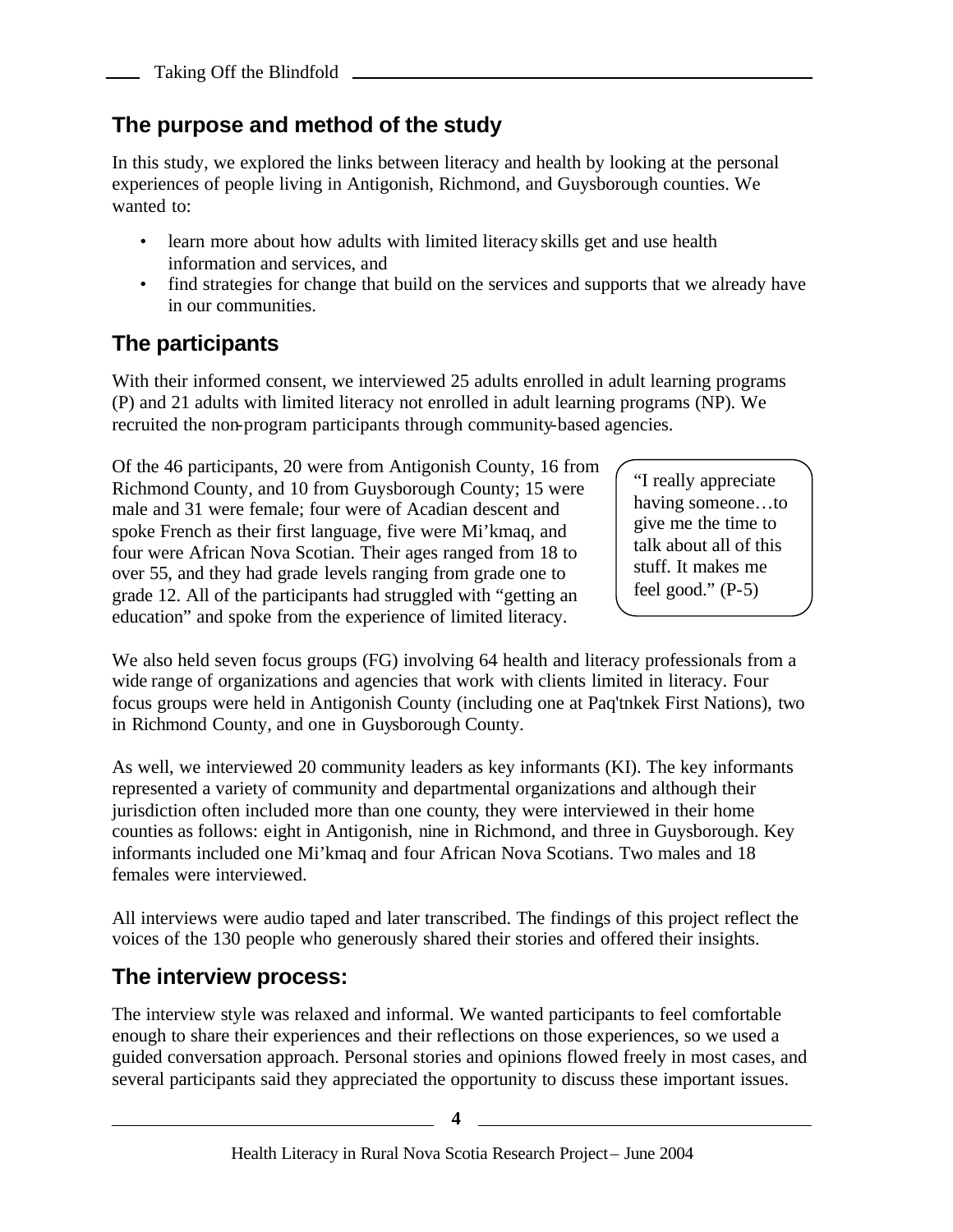## The purpose and method of the study

In this study, we explored the links between literacy and health by looking at the personal experiences of people living in Antigonish, Richmond, and Guysborough counties. We wanted to:

- learn more about how adults with limited literacy skills get and use health information and services, and
- find strategies for change that build on the services and supports that we already have in our communities.

## The participants

With their informed consent, we interviewed 25 adults enrolled in adult learning programs (P) and 21 adults with limited literacy not enrolled in adult learning programs (NP). We recruited the non-program participants through community-based agencies.

Of the 46 participants, 20 were from Antigonish County, 16 from Richmond County, and 10 from Guysborough County; 15 were male and 31 were female; four were of Acadian descent and spoke French as their first language, five were Mi'kmaq, and four were African Nova Scotian. Their ages ranged from 18 to over 55, and they had grade levels ranging from grade one to grade 12. All of the participants had struggled with "getting an education" and spoke from the experience of limited literacy.

> "I really appreciate having someone…to give me the time to talk about all of this stuff. It makes me feel good." (P-5)

We also held seven focus groups (FG) involving 64 health and literacy professionals from a wide range of organizations and agencies that work with clients limited in literacy. Four focus groups were held in Antigonish County (including one at Paq'tnkek First Nations), two in Richmond County, and one in Guysborough County.

As well, we interviewed 20 community leaders as key informants (KI). The key informants represented a variety of community and departmental organizations and although their jurisdiction often included more than one county, they were interviewed in their home counties as follows: eight in Antigonish, nine in Richmond, and three in Guysborough. Key informants included one Mi'kmaq and four African Nova Scotians. Two males and 18 females were interviewed.

All interviews were audio taped and later transcribed. The findings of this project reflect the voices of the 130 people who generously shared their stories and offered their insights.

## The interview process:

The interview style was relaxed and informal. We wanted participants to feel comfortable enough to share their experiences and their reflections on those experiences, so we used a guided conversation approach. Personal stories and opinions flowed freely in most cases, and several participants said they appreciated the opportunity to discuss these important issues.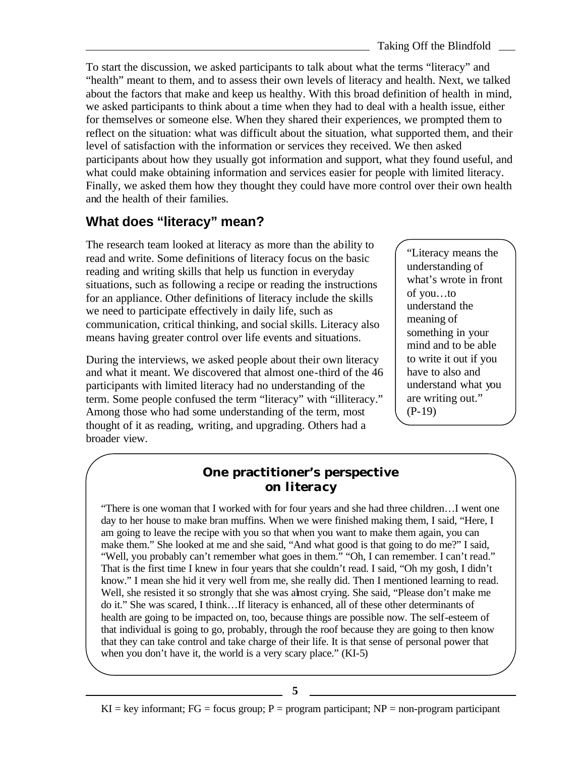To start the discussion, we asked participants to talk about what the terms "literacy" and "health" meant to them, and to assess their own levels of literacy and health. Next, we talked about the factors that make and keep us healthy. With this broad definition of health in mind, we asked participants to think about a time when they had to deal with a health issue, either for themselves or someone else. When they shared their experiences, we prompted them to reflect on the situation: what was difficult about the situation, what supported them, and their level of satisfaction with the information or services they received. We then asked participants about how they usually got information and support, what they found useful, and what could make obtaining information and services easier for people with limited literacy. Finally, we asked them how they thought they could have more control over their own health and the health of their families.

## What does "literacy" mean?

The research team looked at literacy as more than the ability to read and write. Some definitions of literacy focus on the basic reading and writing skills that help us function in everyday situations, such as following a recipe or reading the instructions for an appliance. Other definitions of literacy include the skills we need to participate effectively in daily life, such as communication, critical thinking, and social skills. Literacy also means having greater control over life events and situations.

During the interviews, we asked people about their own literacy and what it meant. We discovered that almost one-third of the 46 participants with limited literacy had no understanding of the term. Some people confused the term "literacy" with "illiteracy." Among those who had some understanding of the term, most thought of it as reading, writing, and upgrading. Others had a broader view.

> "Literacy means the understanding of what's wrote in front of you…to understand the meaning of something in your mind and to be able to write it out if you have to also and understand what you are writing out." (P-19)

### One practitioner's perspective on literacy

"There is one woman that I worked with for four years and she had three children…I went one day to her house to make bran muffins. When we were finished making them, I said, "Here, I am going to leave the recipe with you so that when you want to make them again, you can make them." She looked at me and she said, "And what good is that going to do me?" I said, "Well, you probably can't remember what goes in them." "Oh, I can remember. I can't read." That is the first time I knew in four years that she couldn't read. I said, "Oh my gosh, I didn't know." I mean she hid it very well from me, she really did. Then I mentioned learning to read. Well, she resisted it so strongly that she was almost crying. She said, "Please don't make me do it." She was scared, I think…If literacy is enhanced, all of these other determinants of health are going to be impacted on, too, because things are possible now. The self-esteem of that individual is going to go, probably, through the roof because they are going to then know that they can take control and take charge of their life. It is that sense of personal power that when you don't have it, the world is a very scary place." (KI-5)

KI = key informant; FG = focus group; P = program participant; NP = non-program participant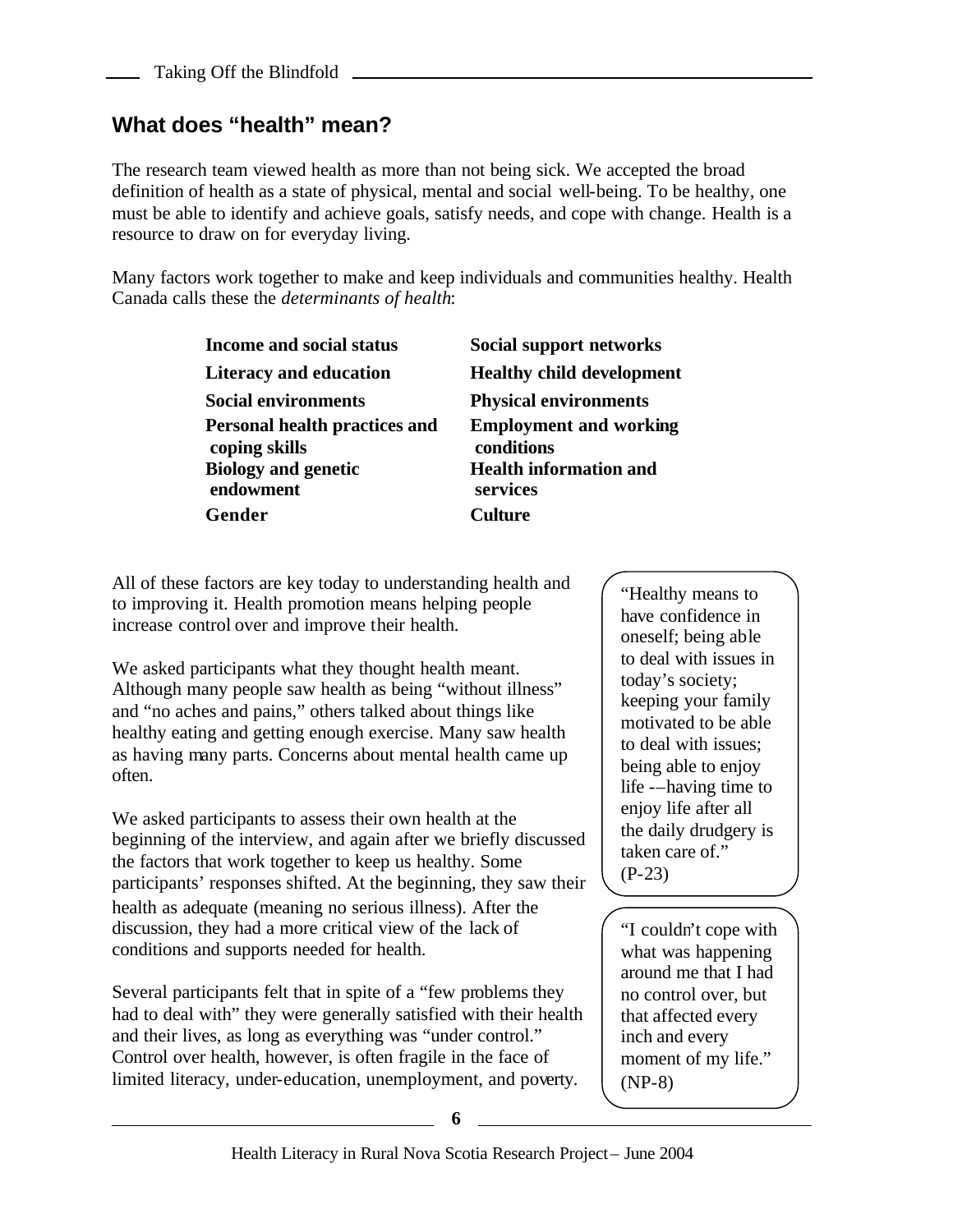## What does "health" mean?

The research team viewed health as more than not being sick. We accepted the broad definition of health as a state of physical, mental and social well-being. To be healthy, one must be able to identify and achieve goals, satisfy needs, and cope with change. Health is a resource to draw on for everyday living.

Many factors work together to make and keep individuals and communities healthy. Health Canada calls these the *determinants of health*:

| | |
|---|---|
| **Income and social status** | **Social support networks** |
| **Literacy and education** | **Healthy child development** |
| **Social environments** | **Physical environments** |
| **Personal health practices and coping skills** | **Employment and working conditions** |
| **Biology and genetic endowment** | **Health information and services** |
| **Gender** | **Culture** |

All of these factors are key today to understanding health and to improving it. Health promotion means helping people increase control over and improve their health.

We asked participants what they thought health meant. Although many people saw health as being "without illness" and "no aches and pains," others talked about things like healthy eating and getting enough exercise. Many saw health as having many parts. Concerns about mental health came up often.

We asked participants to assess their own health at the beginning of the interview, and again after we briefly discussed the factors that work together to keep us healthy. Some participants' responses shifted. At the beginning, they saw their health as adequate (meaning no serious illness). After the discussion, they had a more critical view of the lack of conditions and supports needed for health.

Several participants felt that in spite of a "few problems they had to deal with" they were generally satisfied with their health and their lives, as long as everything was "under control." Control over health, however, is often fragile in the face of limited literacy, under-education, unemployment, and poverty.

> "Healthy means to have confidence in oneself; being able to deal with issues in today's society; keeping your family motivated to be able to deal with issues; being able to enjoy life -–having time to enjoy life after all the daily drudgery is taken care of." (P-23)

> "I couldn't cope with what was happening around me that I had no control over, but that affected every inch and every moment of my life." (NP-8)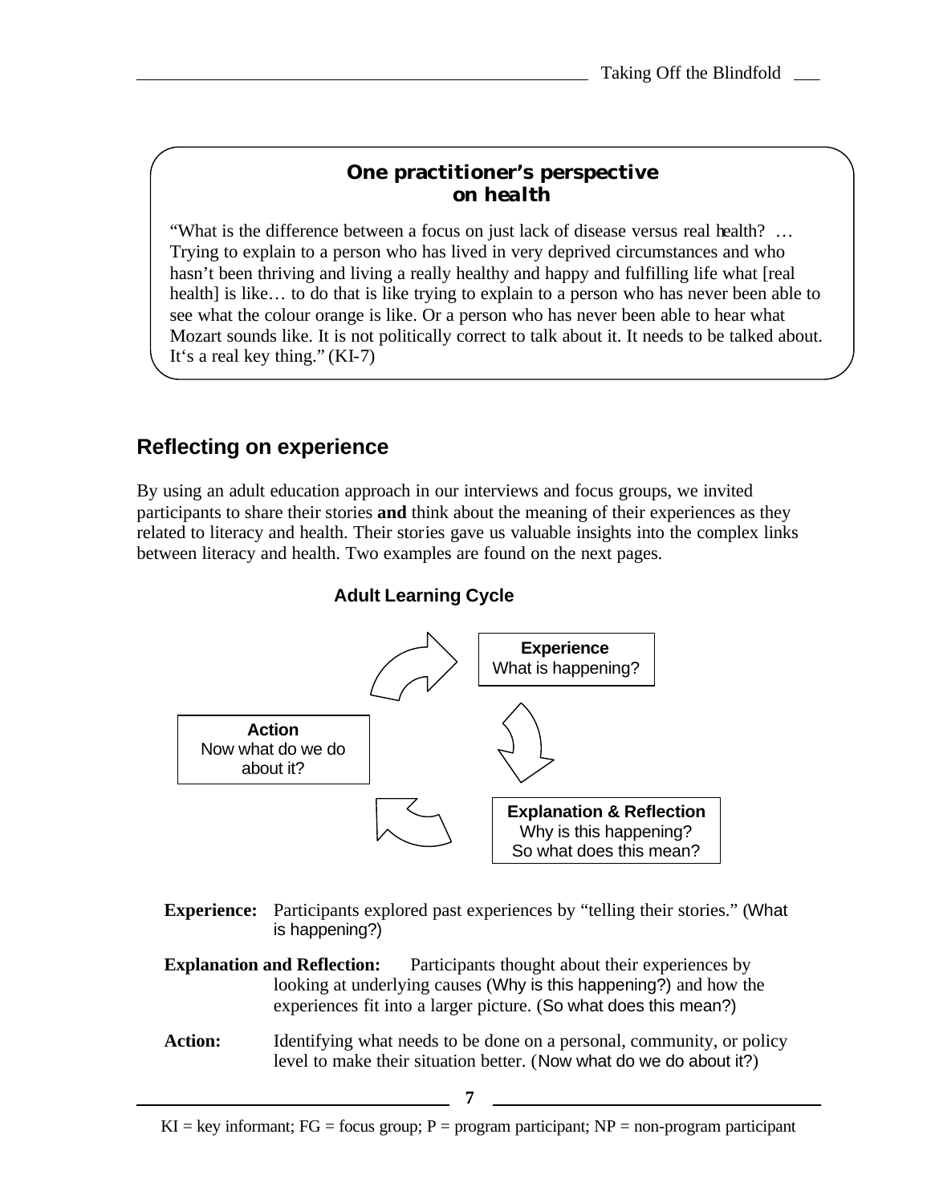### One practitioner's perspective on health

"What is the difference between a focus on just lack of disease versus real health? … Trying to explain to a person who has lived in very deprived circumstances and who hasn't been thriving and living a really healthy and happy and fulfilling life what [real health] is like… to do that is like trying to explain to a person who has never been able to see what the colour orange is like. Or a person who has never been able to hear what Mozart sounds like. It is not politically correct to talk about it. It needs to be talked about. It's a real key thing." (KI-7)

## Reflecting on experience

By using an adult education approach in our interviews and focus groups, we invited participants to share their stories **and** think about the meaning of their experiences as they related to literacy and health. Their stories gave us valuable insights into the complex links between literacy and health. Two examples are found on the next pages.

**Adult Learning Cycle**

**Experience**
What is happening?

**Explanation & Reflection**
Why is this happening?
So what does this mean?

**Action**
Now what do we do about it?

**Experience:** Participants explored past experiences by "telling their stories." (What is happening?)

**Explanation and Reflection:** Participants thought about their experiences by looking at underlying causes (Why is this happening?) and how the experiences fit into a larger picture. (So what does this mean?)

**Action:** Identifying what needs to be done on a personal, community, or policy level to make their situation better. (Now what do we do about it?)

KI = key informant; FG = focus group; P = program participant; NP = non-program participant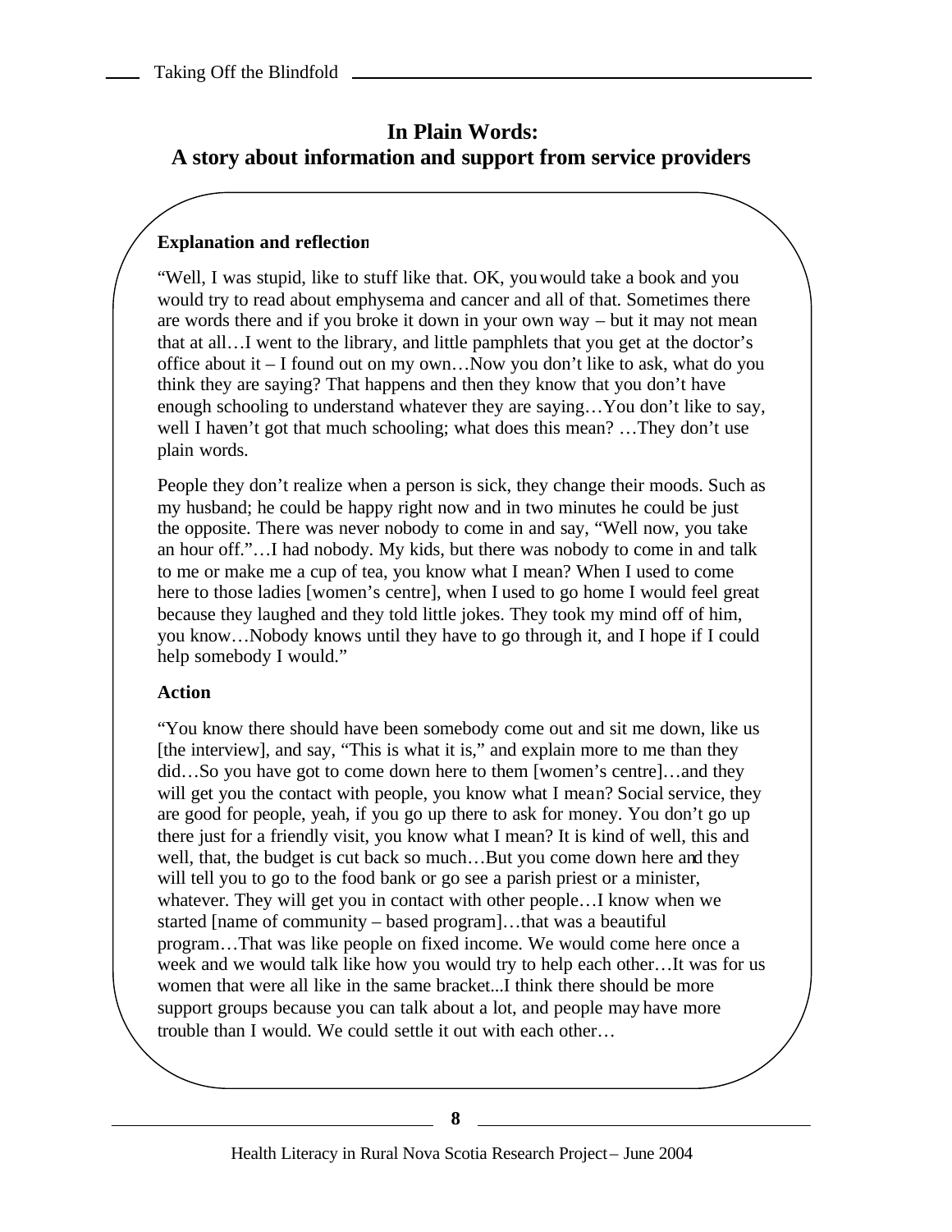## In Plain Words:
## A story about information and support from service providers

**Explanation and reflection**

"Well, I was stupid, like to stuff like that. OK, you would take a book and you would try to read about emphysema and cancer and all of that. Sometimes there are words there and if you broke it down in your own way – but it may not mean that at all…I went to the library, and little pamphlets that you get at the doctor's office about it – I found out on my own…Now you don't like to ask, what do you think they are saying? That happens and then they know that you don't have enough schooling to understand whatever they are saying…You don't like to say, well I haven't got that much schooling; what does this mean? …They don't use plain words.

People they don't realize when a person is sick, they change their moods. Such as my husband; he could be happy right now and in two minutes he could be just the opposite. There was never nobody to come in and say, "Well now, you take an hour off."…I had nobody. My kids, but there was nobody to come in and talk to me or make me a cup of tea, you know what I mean? When I used to come here to those ladies [women's centre], when I used to go home I would feel great because they laughed and they told little jokes. They took my mind off of him, you know…Nobody knows until they have to go through it, and I hope if I could help somebody I would."

**Action**

"You know there should have been somebody come out and sit me down, like us [the interview], and say, "This is what it is," and explain more to me than they did…So you have got to come down here to them [women's centre]…and they will get you the contact with people, you know what I mean? Social service, they are good for people, yeah, if you go up there to ask for money. You don't go up there just for a friendly visit, you know what I mean? It is kind of well, this and well, that, the budget is cut back so much…But you come down here and they will tell you to go to the food bank or go see a parish priest or a minister, whatever. They will get you in contact with other people…I know when we started [name of community – based program]…that was a beautiful program…That was like people on fixed income. We would come here once a week and we would talk like how you would try to help each other…It was for us women that were all like in the same bracket...I think there should be more support groups because you can talk about a lot, and people may have more trouble than I would. We could settle it out with each other…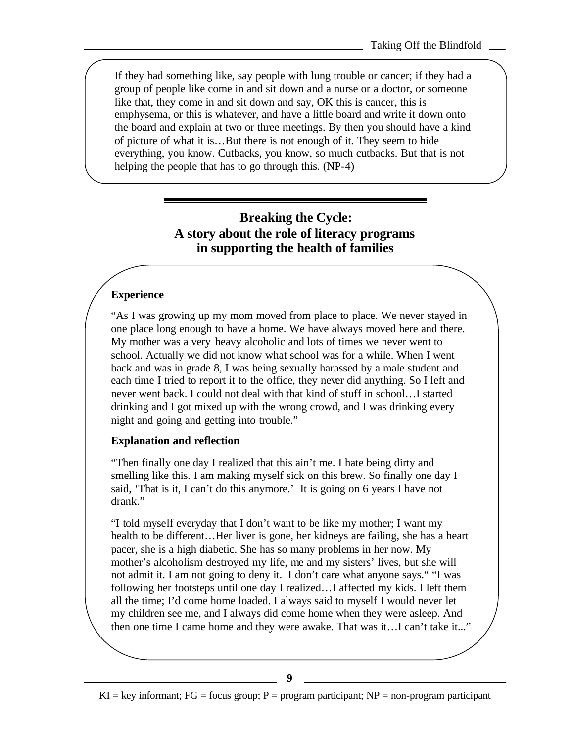If they had something like, say people with lung trouble or cancer; if they had a group of people like come in and sit down and a nurse or a doctor, or someone like that, they come in and sit down and say, OK this is cancer, this is emphysema, or this is whatever, and have a little board and write it down onto the board and explain at two or three meetings. By then you should have a kind of picture of what it is…But there is not enough of it. They seem to hide everything, you know. Cutbacks, you know, so much cutbacks. But that is not helping the people that has to go through this. (NP-4)

## Breaking the Cycle: A story about the role of literacy programs in supporting the health of families

**Experience**

"As I was growing up my mom moved from place to place. We never stayed in one place long enough to have a home. We have always moved here and there. My mother was a very heavy alcoholic and lots of times we never went to school. Actually we did not know what school was for a while. When I went back and was in grade 8, I was being sexually harassed by a male student and each time I tried to report it to the office, they never did anything. So I left and never went back. I could not deal with that kind of stuff in school…I started drinking and I got mixed up with the wrong crowd, and I was drinking every night and going and getting into trouble."

**Explanation and reflection**

"Then finally one day I realized that this ain't me. I hate being dirty and smelling like this. I am making myself sick on this brew. So finally one day I said, 'That is it, I can't do this anymore.' It is going on 6 years I have not drank."

"I told myself everyday that I don't want to be like my mother; I want my health to be different…Her liver is gone, her kidneys are failing, she has a heart pacer, she is a high diabetic. She has so many problems in her now. My mother's alcoholism destroyed my life, me and my sisters' lives, but she will not admit it. I am not going to deny it. I don't care what anyone says." "I was following her footsteps until one day I realized…I affected my kids. I left them all the time; I'd come home loaded. I always said to myself I would never let my children see me, and I always did come home when they were asleep. And then one time I came home and they were awake. That was it…I can't take it..."

KI = key informant; FG = focus group; P = program participant; NP = non-program participant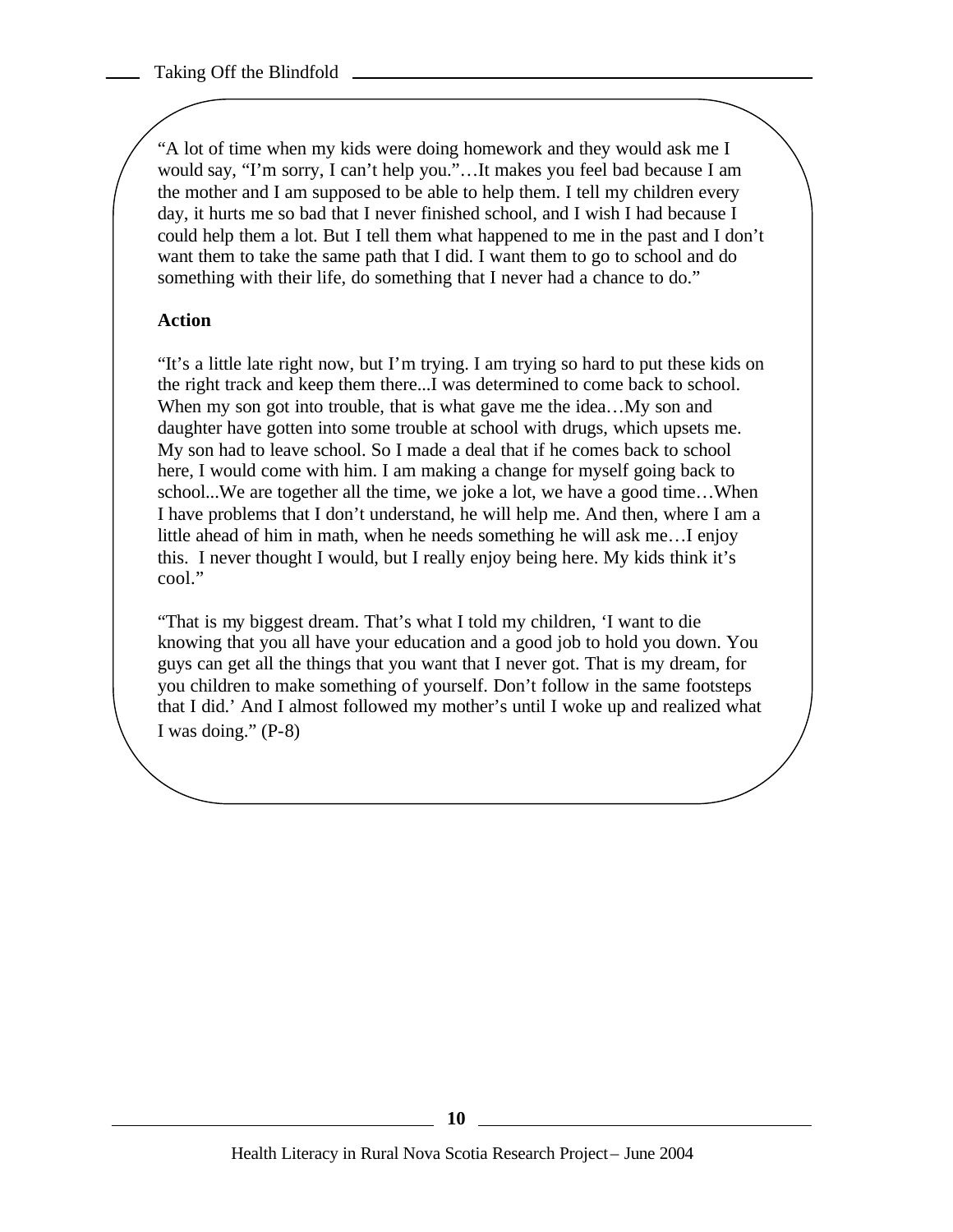"A lot of time when my kids were doing homework and they would ask me I would say, "I'm sorry, I can't help you."…It makes you feel bad because I am the mother and I am supposed to be able to help them. I tell my children every day, it hurts me so bad that I never finished school, and I wish I had because I could help them a lot. But I tell them what happened to me in the past and I don't want them to take the same path that I did. I want them to go to school and do something with their life, do something that I never had a chance to do."

**Action**

"It's a little late right now, but I'm trying. I am trying so hard to put these kids on the right track and keep them there...I was determined to come back to school. When my son got into trouble, that is what gave me the idea…My son and daughter have gotten into some trouble at school with drugs, which upsets me. My son had to leave school. So I made a deal that if he comes back to school here, I would come with him. I am making a change for myself going back to school...We are together all the time, we joke a lot, we have a good time…When I have problems that I don't understand, he will help me. And then, where I am a little ahead of him in math, when he needs something he will ask me…I enjoy this. I never thought I would, but I really enjoy being here. My kids think it's cool."

"That is my biggest dream. That's what I told my children, 'I want to die knowing that you all have your education and a good job to hold you down. You guys can get all the things that you want that I never got. That is my dream, for you children to make something of yourself. Don't follow in the same footsteps that I did.' And I almost followed my mother's until I woke up and realized what I was doing." (P-8)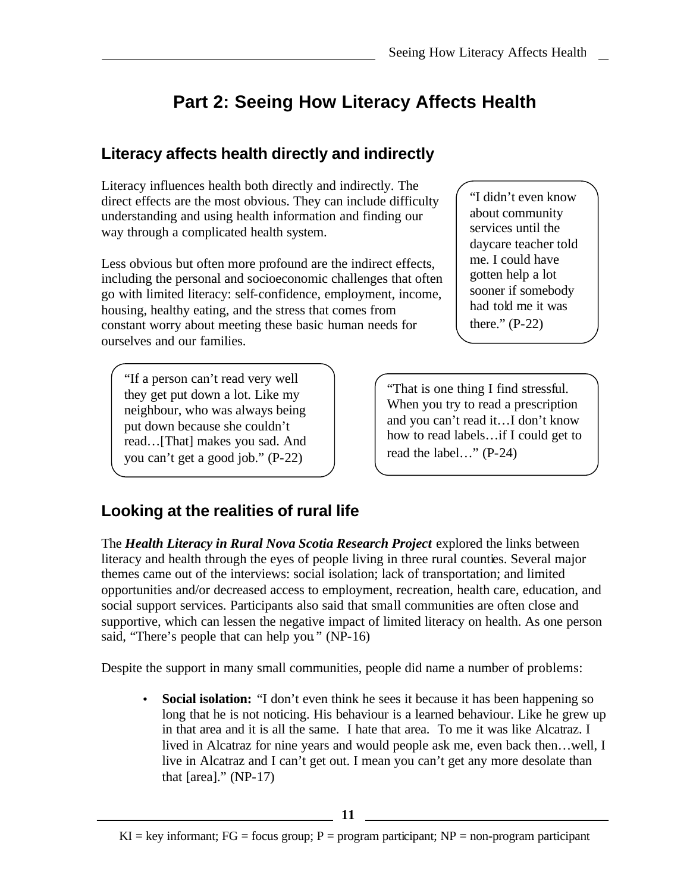# Part 2: Seeing How Literacy Affects Health

## Literacy affects health directly and indirectly

Literacy influences health both directly and indirectly. The direct effects are the most obvious. They can include difficulty understanding and using health information and finding our way through a complicated health system.

Less obvious but often more profound are the indirect effects, including the personal and socioeconomic challenges that often go with limited literacy: self-confidence, employment, income, housing, healthy eating, and the stress that comes from constant worry about meeting these basic human needs for ourselves and our families.

"I didn't even know about community services until the daycare teacher told me. I could have gotten help a lot sooner if somebody had told me it was there." (P-22)

"If a person can't read very well they get put down a lot. Like my neighbour, who was always being put down because she couldn't read…[That] makes you sad. And you can't get a good job." (P-22)

"That is one thing I find stressful. When you try to read a prescription and you can't read it…I don't know how to read labels…if I could get to read the label…" (P-24)

## Looking at the realities of rural life

The ***Health Literacy in Rural Nova Scotia Research Project*** explored the links between literacy and health through the eyes of people living in three rural counties. Several major themes came out of the interviews: social isolation; lack of transportation; and limited opportunities and/or decreased access to employment, recreation, health care, education, and social support services. Participants also said that small communities are often close and supportive, which can lessen the negative impact of limited literacy on health. As one person said, "There's people that can help you." (NP-16)

Despite the support in many small communities, people did name a number of problems:

- **Social isolation:** "I don't even think he sees it because it has been happening so long that he is not noticing. His behaviour is a learned behaviour. Like he grew up in that area and it is all the same. I hate that area. To me it was like Alcatraz. I lived in Alcatraz for nine years and would people ask me, even back then…well, I live in Alcatraz and I can't get out. I mean you can't get any more desolate than that [area]." (NP-17)

KI = key informant; FG = focus group; P = program participant; NP = non-program participant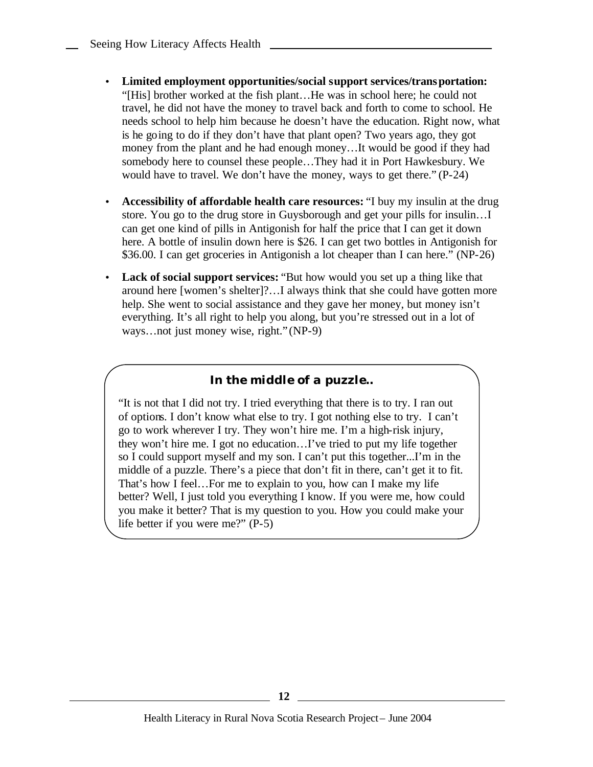- **Limited employment opportunities/social support services/transportation:** "[His] brother worked at the fish plant…He was in school here; he could not travel, he did not have the money to travel back and forth to come to school. He needs school to help him because he doesn't have the education. Right now, what is he going to do if they don't have that plant open? Two years ago, they got money from the plant and he had enough money…It would be good if they had somebody here to counsel these people…They had it in Port Hawkesbury. We would have to travel. We don't have the money, ways to get there." (P-24)

- **Accessibility of affordable health care resources:** "I buy my insulin at the drug store. You go to the drug store in Guysborough and get your pills for insulin…I can get one kind of pills in Antigonish for half the price that I can get it down here. A bottle of insulin down here is $26. I can get two bottles in Antigonish for $36.00. I can get groceries in Antigonish a lot cheaper than I can here." (NP-26)

- **Lack of social support services:** "But how would you set up a thing like that around here [women's shelter]?…I always think that she could have gotten more help. She went to social assistance and they gave her money, but money isn't everything. It's all right to help you along, but you're stressed out in a lot of ways…not just money wise, right." (NP-9)

### In the middle of a puzzle..

"It is not that I did not try. I tried everything that there is to try. I ran out of options. I don't know what else to try. I got nothing else to try. I can't go to work wherever I try. They won't hire me. I'm a high-risk injury, they won't hire me. I got no education…I've tried to put my life together so I could support myself and my son. I can't put this together...I'm in the middle of a puzzle. There's a piece that don't fit in there, can't get it to fit. That's how I feel…For me to explain to you, how can I make my life better? Well, I just told you everything I know. If you were me, how could you make it better? That is my question to you. How you could make your life better if you were me?" (P-5)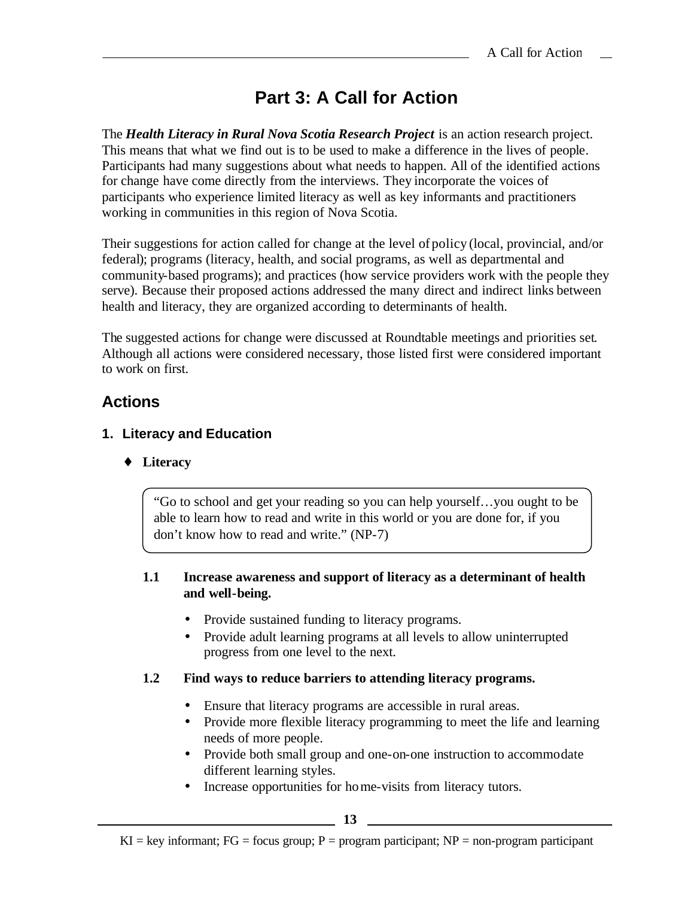# Part 3: A Call for Action

The ***Health Literacy in Rural Nova Scotia Research Project*** is an action research project. This means that what we find out is to be used to make a difference in the lives of people. Participants had many suggestions about what needs to happen. All of the identified actions for change have come directly from the interviews. They incorporate the voices of participants who experience limited literacy as well as key informants and practitioners working in communities in this region of Nova Scotia.

Their suggestions for action called for change at the level of policy (local, provincial, and/or federal); programs (literacy, health, and social programs, as well as departmental and community-based programs); and practices (how service providers work with the people they serve). Because their proposed actions addressed the many direct and indirect links between health and literacy, they are organized according to determinants of health.

The suggested actions for change were discussed at Roundtable meetings and priorities set. Although all actions were considered necessary, those listed first were considered important to work on first.

## Actions

### 1. Literacy and Education

♦ **Literacy**

> "Go to school and get your reading so you can help yourself…you ought to be able to learn how to read and write in this world or you are done for, if you don't know how to read and write." (NP-7)

**1.1 Increase awareness and support of literacy as a determinant of health and well-being.**

- Provide sustained funding to literacy programs.
- Provide adult learning programs at all levels to allow uninterrupted progress from one level to the next.

**1.2 Find ways to reduce barriers to attending literacy programs.**

- Ensure that literacy programs are accessible in rural areas.
- Provide more flexible literacy programming to meet the life and learning needs of more people.
- Provide both small group and one-on-one instruction to accommodate different learning styles.
- Increase opportunities for home-visits from literacy tutors.

KI = key informant; FG = focus group; P = program participant; NP = non-program participant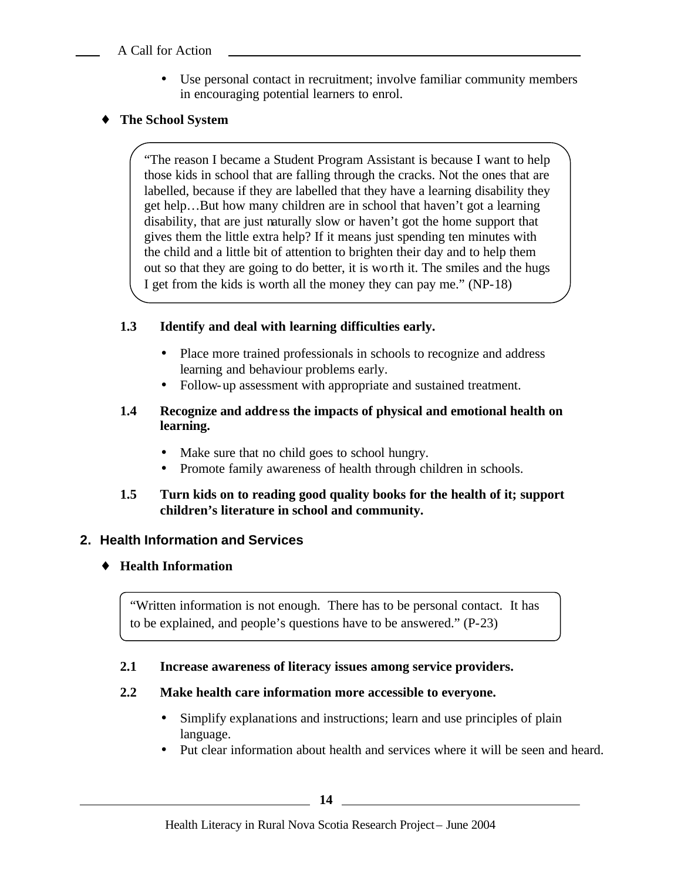- Use personal contact in recruitment; involve familiar community members in encouraging potential learners to enrol.

♦ **The School System**

> "The reason I became a Student Program Assistant is because I want to help those kids in school that are falling through the cracks. Not the ones that are labelled, because if they are labelled that they have a learning disability they get help…But how many children are in school that haven't got a learning disability, that are just naturally slow or haven't got the home support that gives them the little extra help? If it means just spending ten minutes with the child and a little bit of attention to brighten their day and to help them out so that they are going to do better, it is worth it. The smiles and the hugs I get from the kids is worth all the money they can pay me." (NP-18)

**1.3 Identify and deal with learning difficulties early.**

- Place more trained professionals in schools to recognize and address learning and behaviour problems early.
- Follow-up assessment with appropriate and sustained treatment.

**1.4 Recognize and address the impacts of physical and emotional health on learning.**

- Make sure that no child goes to school hungry.
- Promote family awareness of health through children in schools.

**1.5 Turn kids on to reading good quality books for the health of it; support children's literature in school and community.**

## 2. Health Information and Services

♦ **Health Information**

> "Written information is not enough. There has to be personal contact. It has to be explained, and people's questions have to be answered." (P-23)

**2.1 Increase awareness of literacy issues among service providers.**

**2.2 Make health care information more accessible to everyone.**

- Simplify explanations and instructions; learn and use principles of plain language.
- Put clear information about health and services where it will be seen and heard.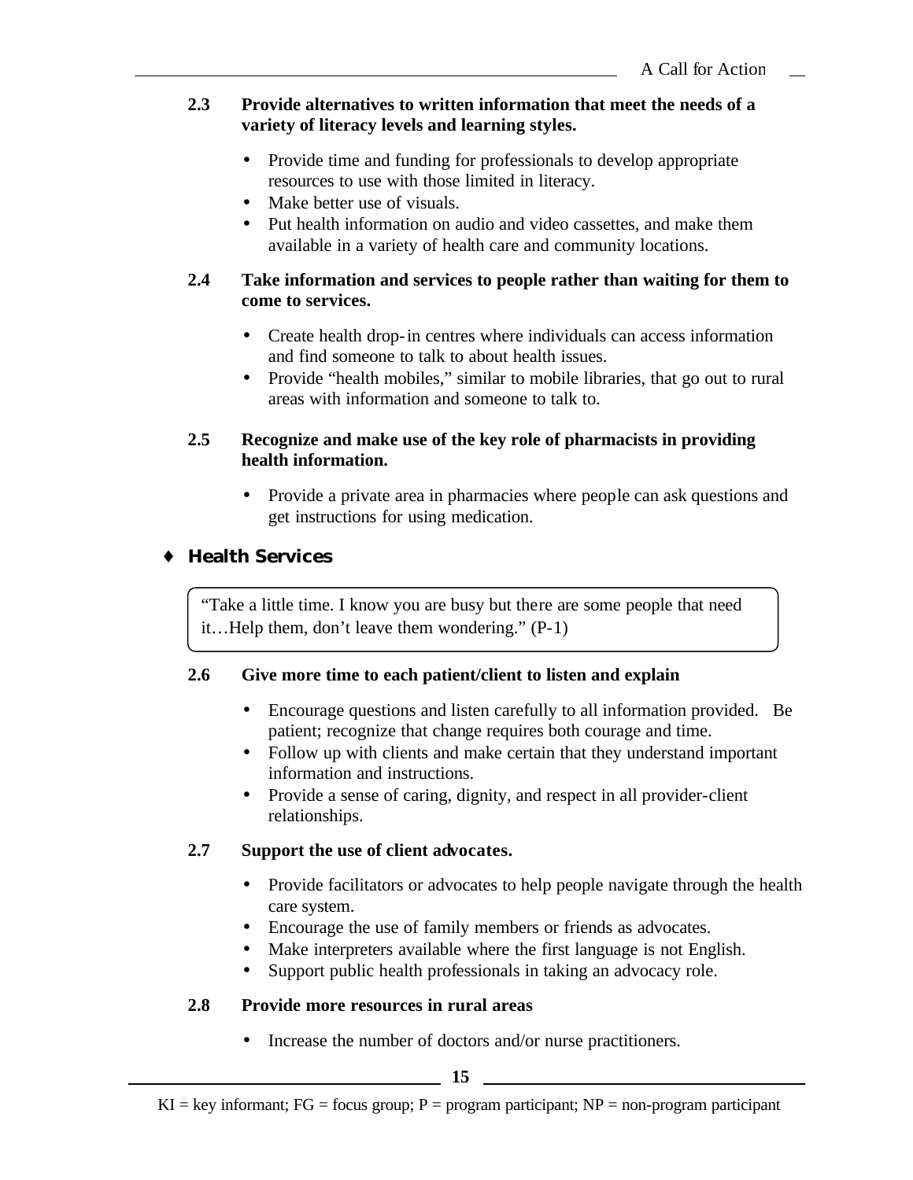**2.3 Provide alternatives to written information that meet the needs of a variety of literacy levels and learning styles.**

- Provide time and funding for professionals to develop appropriate resources to use with those limited in literacy.
- Make better use of visuals.
- Put health information on audio and video cassettes, and make them available in a variety of health care and community locations.

**2.4 Take information and services to people rather than waiting for them to come to services.**

- Create health drop-in centres where individuals can access information and find someone to talk to about health issues.
- Provide "health mobiles," similar to mobile libraries, that go out to rural areas with information and someone to talk to.

**2.5 Recognize and make use of the key role of pharmacists in providing health information.**

- Provide a private area in pharmacies where people can ask questions and get instructions for using medication.

## ♦ Health Services

"Take a little time. I know you are busy but there are some people that need it…Help them, don't leave them wondering." (P-1)

**2.6 Give more time to each patient/client to listen and explain**

- Encourage questions and listen carefully to all information provided. Be patient; recognize that change requires both courage and time.
- Follow up with clients and make certain that they understand important information and instructions.
- Provide a sense of caring, dignity, and respect in all provider-client relationships.

**2.7 Support the use of client advocates.**

- Provide facilitators or advocates to help people navigate through the health care system.
- Encourage the use of family members or friends as advocates.
- Make interpreters available where the first language is not English.
- Support public health professionals in taking an advocacy role.

**2.8 Provide more resources in rural areas**

- Increase the number of doctors and/or nurse practitioners.

KI = key informant; FG = focus group; P = program participant; NP = non-program participant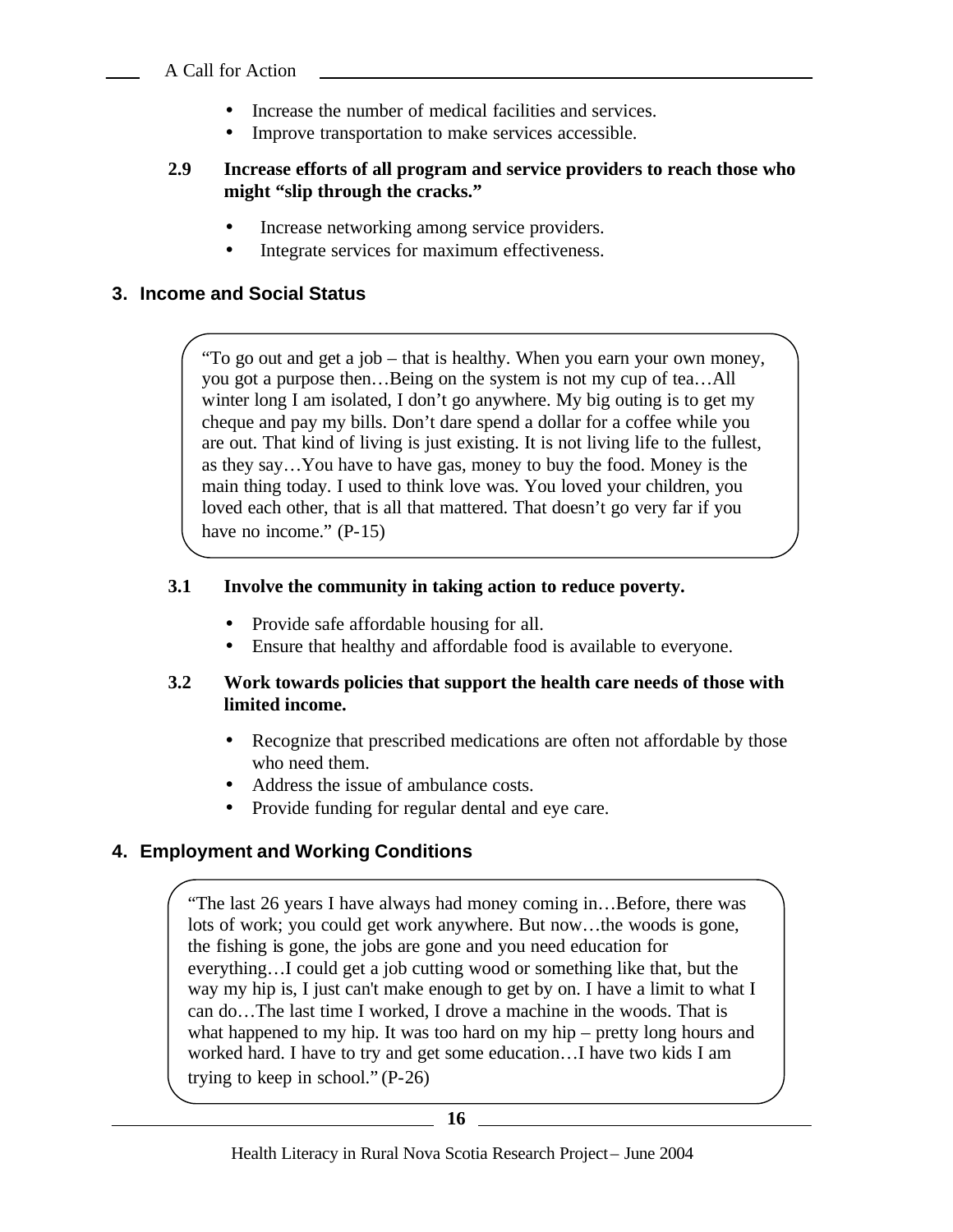- Increase the number of medical facilities and services.
- Improve transportation to make services accessible.

**2.9 Increase efforts of all program and service providers to reach those who might "slip through the cracks."**

- Increase networking among service providers.
- Integrate services for maximum effectiveness.

## 3. Income and Social Status

> "To go out and get a job – that is healthy. When you earn your own money, you got a purpose then…Being on the system is not my cup of tea…All winter long I am isolated, I don't go anywhere. My big outing is to get my cheque and pay my bills. Don't dare spend a dollar for a coffee while you are out. That kind of living is just existing. It is not living life to the fullest, as they say…You have to have gas, money to buy the food. Money is the main thing today. I used to think love was. You loved your children, you loved each other, that is all that mattered. That doesn't go very far if you have no income." (P-15)

**3.1 Involve the community in taking action to reduce poverty.**

- Provide safe affordable housing for all.
- Ensure that healthy and affordable food is available to everyone.

**3.2 Work towards policies that support the health care needs of those with limited income.**

- Recognize that prescribed medications are often not affordable by those who need them.
- Address the issue of ambulance costs.
- Provide funding for regular dental and eye care.

## 4. Employment and Working Conditions

> "The last 26 years I have always had money coming in…Before, there was lots of work; you could get work anywhere. But now…the woods is gone, the fishing is gone, the jobs are gone and you need education for everything…I could get a job cutting wood or something like that, but the way my hip is, I just can't make enough to get by on. I have a limit to what I can do…The last time I worked, I drove a machine in the woods. That is what happened to my hip. It was too hard on my hip – pretty long hours and worked hard. I have to try and get some education…I have two kids I am trying to keep in school." (P-26)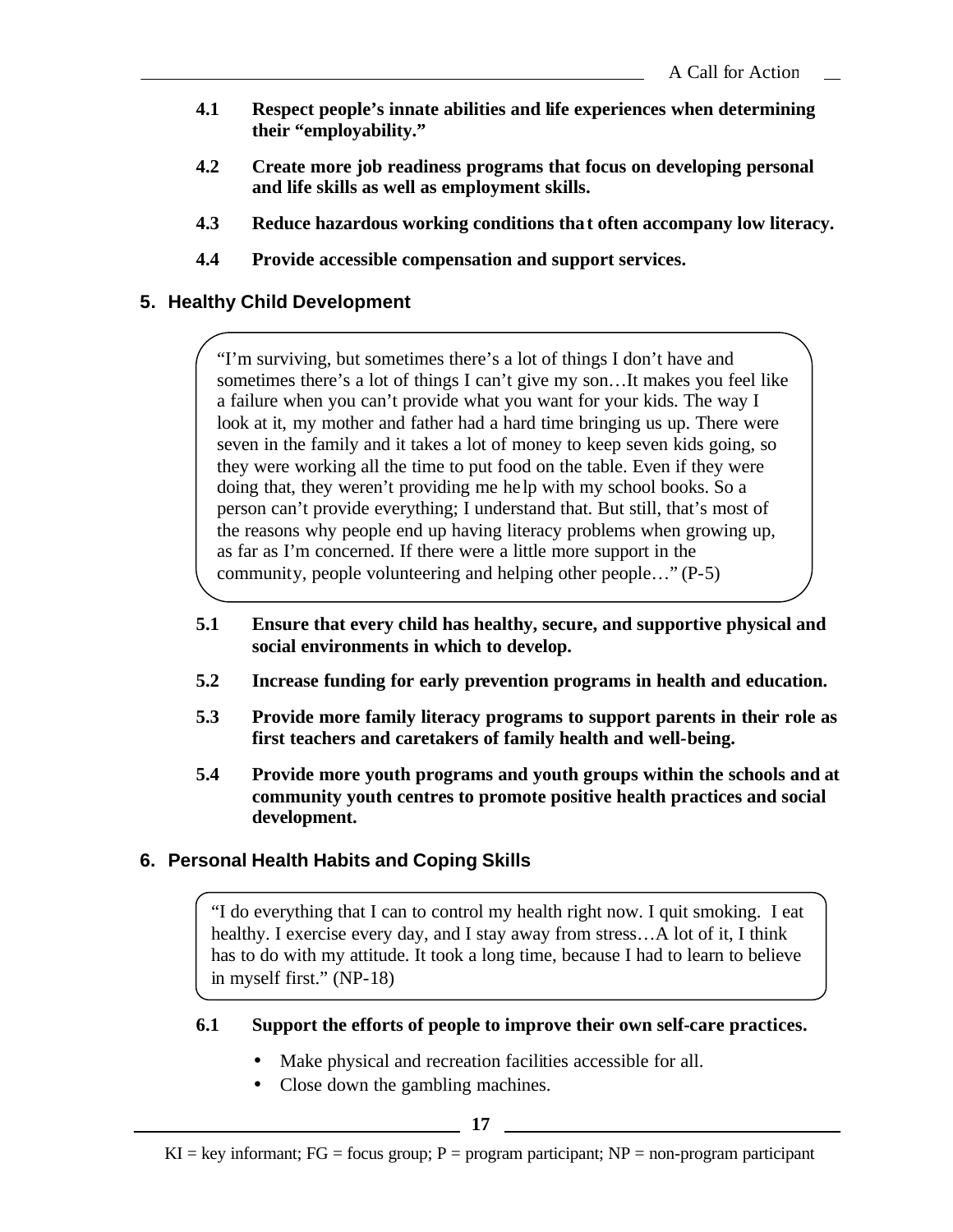**4.1 Respect people's innate abilities and life experiences when determining their "employability."**

**4.2 Create more job readiness programs that focus on developing personal and life skills as well as employment skills.**

**4.3 Reduce hazardous working conditions that often accompany low literacy.**

**4.4 Provide accessible compensation and support services.**

## 5. Healthy Child Development

> "I'm surviving, but sometimes there's a lot of things I don't have and sometimes there's a lot of things I can't give my son…It makes you feel like a failure when you can't provide what you want for your kids. The way I look at it, my mother and father had a hard time bringing us up. There were seven in the family and it takes a lot of money to keep seven kids going, so they were working all the time to put food on the table. Even if they were doing that, they weren't providing me help with my school books. So a person can't provide everything; I understand that. But still, that's most of the reasons why people end up having literacy problems when growing up, as far as I'm concerned. If there were a little more support in the community, people volunteering and helping other people…" (P-5)

**5.1 Ensure that every child has healthy, secure, and supportive physical and social environments in which to develop.**

**5.2 Increase funding for early prevention programs in health and education.**

**5.3 Provide more family literacy programs to support parents in their role as first teachers and caretakers of family health and well-being.**

**5.4 Provide more youth programs and youth groups within the schools and at community youth centres to promote positive health practices and social development.**

## 6. Personal Health Habits and Coping Skills

> "I do everything that I can to control my health right now. I quit smoking. I eat healthy. I exercise every day, and I stay away from stress…A lot of it, I think has to do with my attitude. It took a long time, because I had to learn to believe in myself first." (NP-18)

**6.1 Support the efforts of people to improve their own self-care practices.**

- Make physical and recreation facilities accessible for all.
- Close down the gambling machines.

KI = key informant; FG = focus group; P = program participant; NP = non-program participant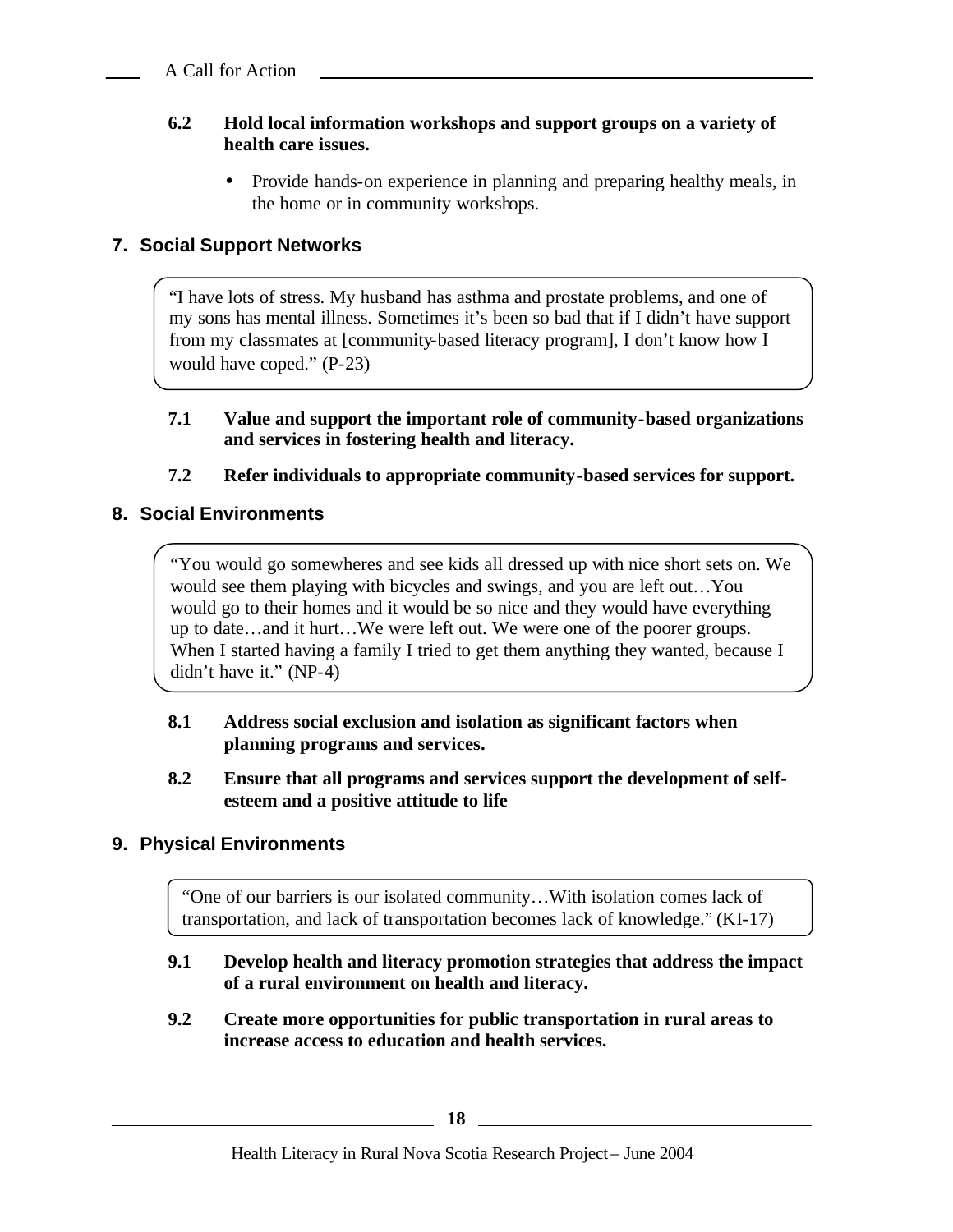**6.2 Hold local information workshops and support groups on a variety of health care issues.**

- Provide hands-on experience in planning and preparing healthy meals, in the home or in community workshops.

## 7. Social Support Networks

> "I have lots of stress. My husband has asthma and prostate problems, and one of my sons has mental illness. Sometimes it's been so bad that if I didn't have support from my classmates at [community-based literacy program], I don't know how I would have coped." (P-23)

**7.1 Value and support the important role of community-based organizations and services in fostering health and literacy.**

**7.2 Refer individuals to appropriate community-based services for support.**

## 8. Social Environments

> "You would go somewheres and see kids all dressed up with nice short sets on. We would see them playing with bicycles and swings, and you are left out…You would go to their homes and it would be so nice and they would have everything up to date…and it hurt…We were left out. We were one of the poorer groups. When I started having a family I tried to get them anything they wanted, because I didn't have it." (NP-4)

**8.1 Address social exclusion and isolation as significant factors when planning programs and services.**

**8.2 Ensure that all programs and services support the development of self-esteem and a positive attitude to life**

## 9. Physical Environments

> "One of our barriers is our isolated community…With isolation comes lack of transportation, and lack of transportation becomes lack of knowledge." (KI-17)

**9.1 Develop health and literacy promotion strategies that address the impact of a rural environment on health and literacy.**

**9.2 Create more opportunities for public transportation in rural areas to increase access to education and health services.**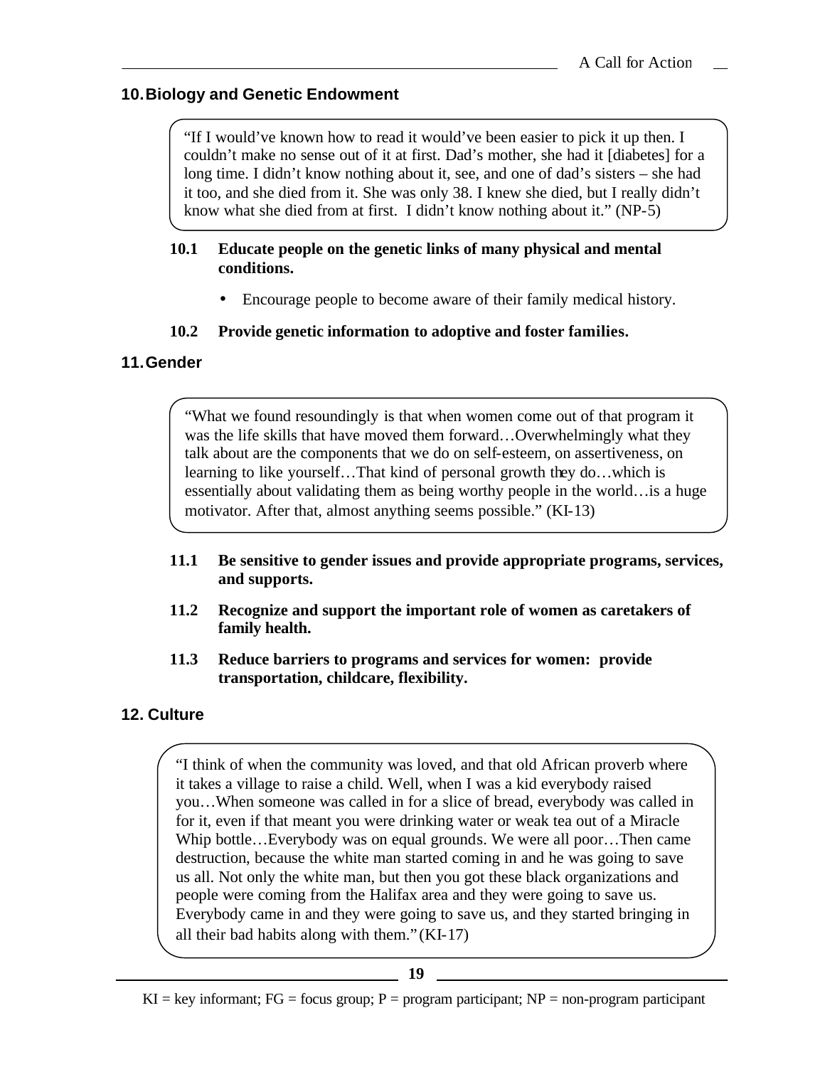## 10. Biology and Genetic Endowment

> "If I would've known how to read it would've been easier to pick it up then. I couldn't make no sense out of it at first. Dad's mother, she had it [diabetes] for a long time. I didn't know nothing about it, see, and one of dad's sisters – she had it too, and she died from it. She was only 38. I knew she died, but I really didn't know what she died from at first. I didn't know nothing about it." (NP-5)

**10.1 Educate people on the genetic links of many physical and mental conditions.**

- Encourage people to become aware of their family medical history.

**10.2 Provide genetic information to adoptive and foster families.**

## 11. Gender

> "What we found resoundingly is that when women come out of that program it was the life skills that have moved them forward…Overwhelmingly what they talk about are the components that we do on self-esteem, on assertiveness, on learning to like yourself…That kind of personal growth they do…which is essentially about validating them as being worthy people in the world…is a huge motivator. After that, almost anything seems possible." (KI-13)

**11.1 Be sensitive to gender issues and provide appropriate programs, services, and supports.**

**11.2 Recognize and support the important role of women as caretakers of family health.**

**11.3 Reduce barriers to programs and services for women: provide transportation, childcare, flexibility.**

## 12. Culture

> "I think of when the community was loved, and that old African proverb where it takes a village to raise a child. Well, when I was a kid everybody raised you…When someone was called in for a slice of bread, everybody was called in for it, even if that meant you were drinking water or weak tea out of a Miracle Whip bottle…Everybody was on equal grounds. We were all poor…Then came destruction, because the white man started coming in and he was going to save us all. Not only the white man, but then you got these black organizations and people were coming from the Halifax area and they were going to save us. Everybody came in and they were going to save us, and they started bringing in all their bad habits along with them." (KI-17)

KI = key informant; FG = focus group; P = program participant; NP = non-program participant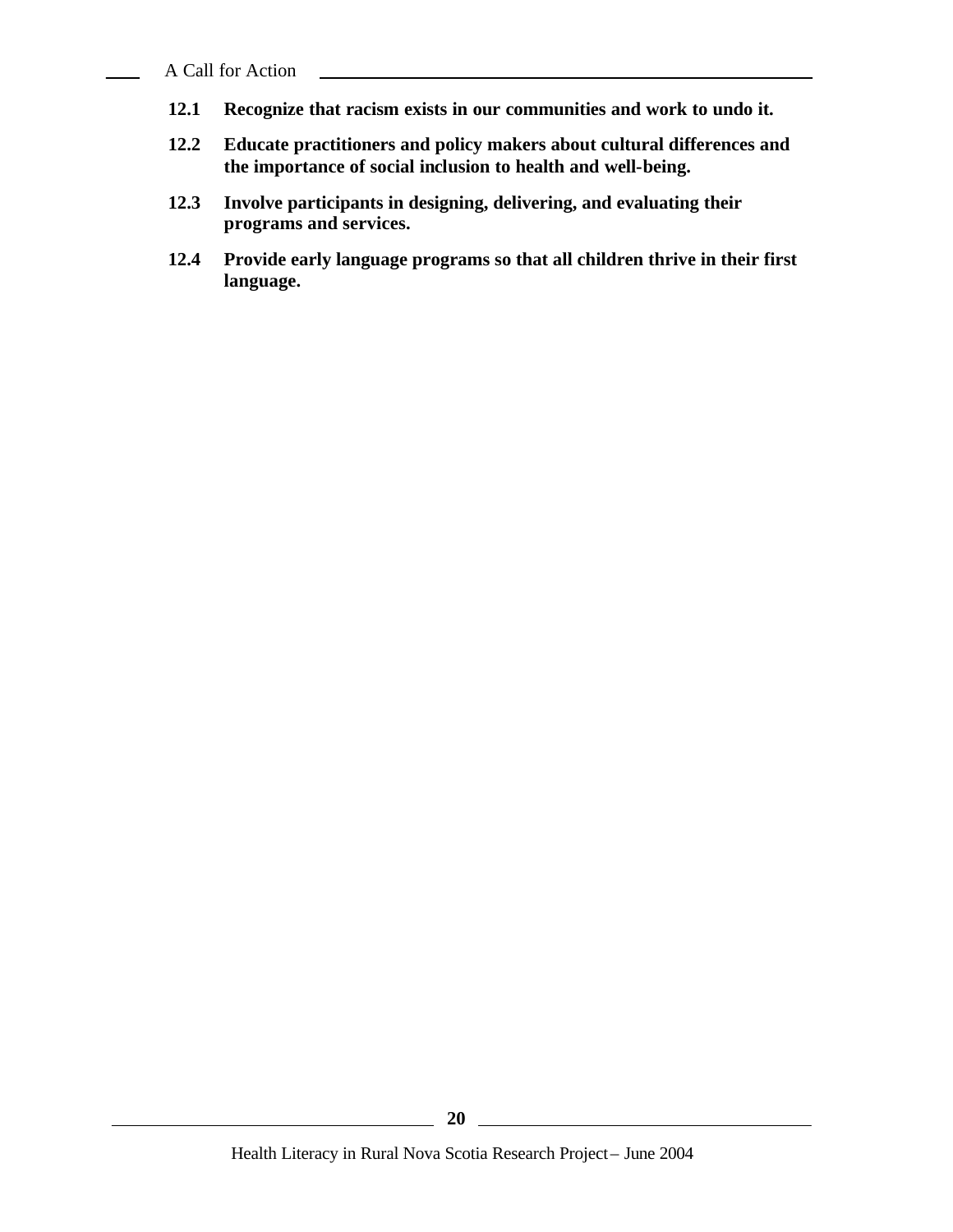**12.1 Recognize that racism exists in our communities and work to undo it.**

**12.2 Educate practitioners and policy makers about cultural differences and the importance of social inclusion to health and well-being.**

**12.3 Involve participants in designing, delivering, and evaluating their programs and services.**

**12.4 Provide early language programs so that all children thrive in their first language.**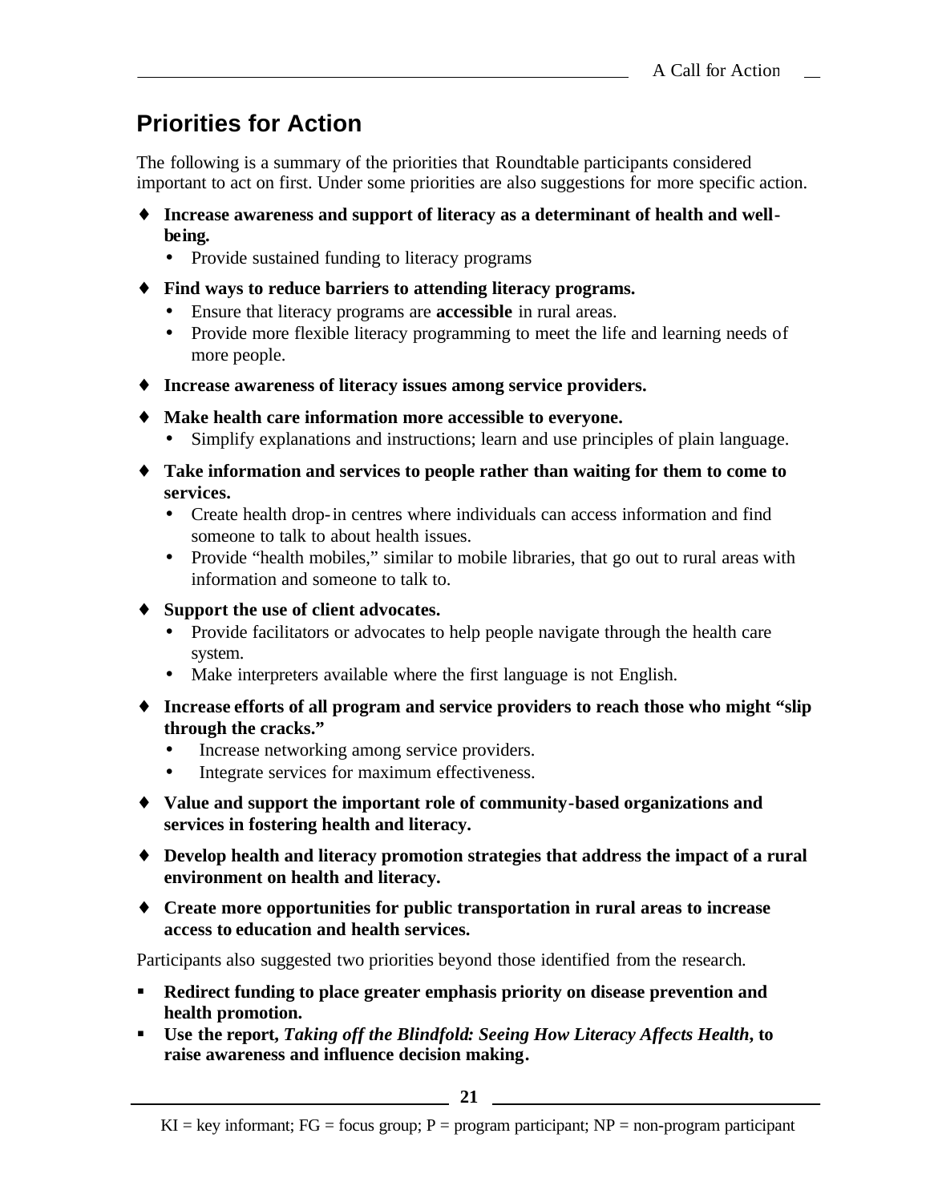## Priorities for Action

The following is a summary of the priorities that Roundtable participants considered important to act on first. Under some priorities are also suggestions for more specific action.

- **Increase awareness and support of literacy as a determinant of health and well-being.**
  - Provide sustained funding to literacy programs
- **Find ways to reduce barriers to attending literacy programs.**
  - Ensure that literacy programs are **accessible** in rural areas.
  - Provide more flexible literacy programming to meet the life and learning needs of more people.
- **Increase awareness of literacy issues among service providers.**
- **Make health care information more accessible to everyone.**
  - Simplify explanations and instructions; learn and use principles of plain language.
- **Take information and services to people rather than waiting for them to come to services.**
  - Create health drop-in centres where individuals can access information and find someone to talk to about health issues.
  - Provide "health mobiles," similar to mobile libraries, that go out to rural areas with information and someone to talk to.
- **Support the use of client advocates.**
  - Provide facilitators or advocates to help people navigate through the health care system.
  - Make interpreters available where the first language is not English.
- **Increase efforts of all program and service providers to reach those who might "slip through the cracks."**
  - Increase networking among service providers.
  - Integrate services for maximum effectiveness.
- **Value and support the important role of community-based organizations and services in fostering health and literacy.**
- **Develop health and literacy promotion strategies that address the impact of a rural environment on health and literacy.**
- **Create more opportunities for public transportation in rural areas to increase access to education and health services.**

Participants also suggested two priorities beyond those identified from the research.

- **Redirect funding to place greater emphasis priority on disease prevention and health promotion.**
- **Use the report, *Taking off the Blindfold: Seeing How Literacy Affects Health*, to raise awareness and influence decision making.**

KI = key informant; FG = focus group; P = program participant; NP = non-program participant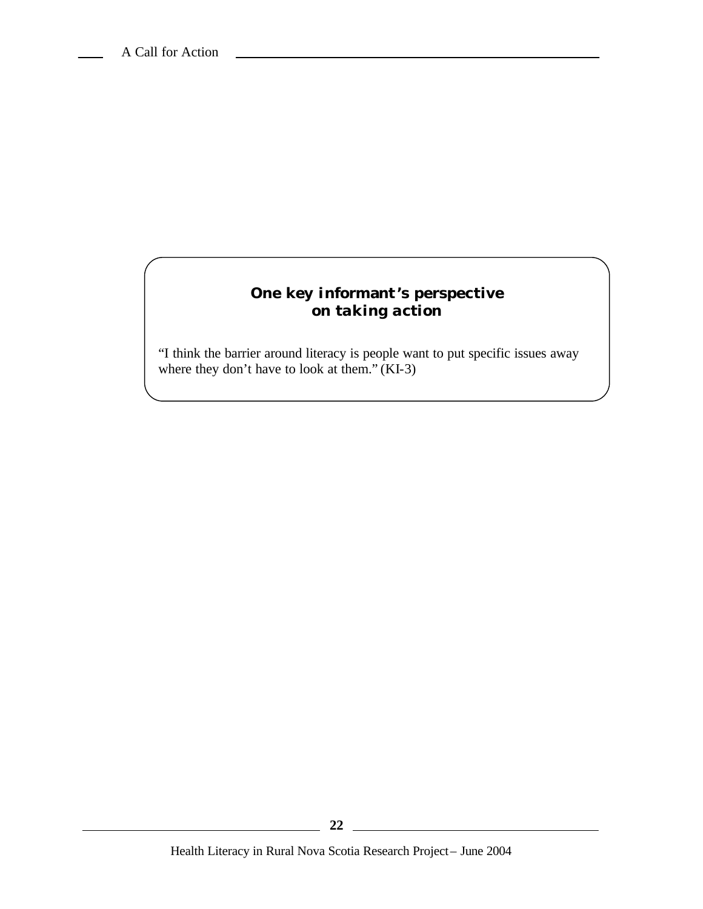**One key informant's perspective on taking action**

"I think the barrier around literacy is people want to put specific issues away where they don't have to look at them." (KI-3)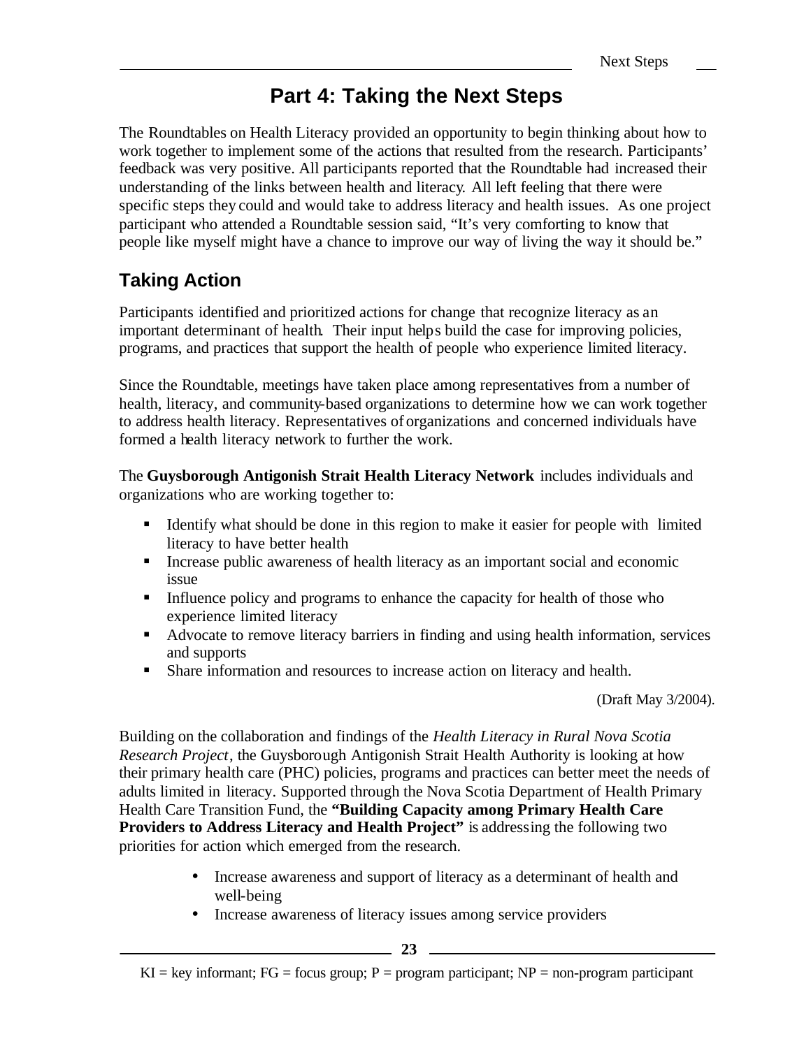# Part 4: Taking the Next Steps

The Roundtables on Health Literacy provided an opportunity to begin thinking about how to work together to implement some of the actions that resulted from the research. Participants' feedback was very positive. All participants reported that the Roundtable had increased their understanding of the links between health and literacy. All left feeling that there were specific steps they could and would take to address literacy and health issues. As one project participant who attended a Roundtable session said, "It's very comforting to know that people like myself might have a chance to improve our way of living the way it should be."

## Taking Action

Participants identified and prioritized actions for change that recognize literacy as an important determinant of health. Their input helps build the case for improving policies, programs, and practices that support the health of people who experience limited literacy.

Since the Roundtable, meetings have taken place among representatives from a number of health, literacy, and community-based organizations to determine how we can work together to address health literacy. Representatives of organizations and concerned individuals have formed a health literacy network to further the work.

The **Guysborough Antigonish Strait Health Literacy Network** includes individuals and organizations who are working together to:

- Identify what should be done in this region to make it easier for people with limited literacy to have better health
- Increase public awareness of health literacy as an important social and economic issue
- Influence policy and programs to enhance the capacity for health of those who experience limited literacy
- Advocate to remove literacy barriers in finding and using health information, services and supports
- Share information and resources to increase action on literacy and health.

(Draft May 3/2004).

Building on the collaboration and findings of the *Health Literacy in Rural Nova Scotia Research Project*, the Guysborough Antigonish Strait Health Authority is looking at how their primary health care (PHC) policies, programs and practices can better meet the needs of adults limited in literacy. Supported through the Nova Scotia Department of Health Primary Health Care Transition Fund, the **"Building Capacity among Primary Health Care Providers to Address Literacy and Health Project"** is addressing the following two priorities for action which emerged from the research.

- Increase awareness and support of literacy as a determinant of health and well-being
- Increase awareness of literacy issues among service providers

KI = key informant; FG = focus group; P = program participant; NP = non-program participant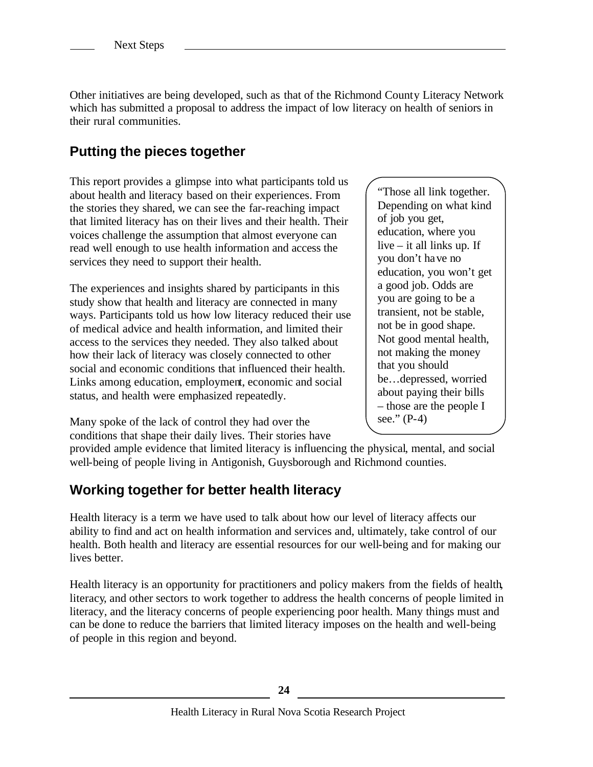Other initiatives are being developed, such as that of the Richmond County Literacy Network which has submitted a proposal to address the impact of low literacy on health of seniors in their rural communities.

## Putting the pieces together

This report provides a glimpse into what participants told us about health and literacy based on their experiences. From the stories they shared, we can see the far-reaching impact that limited literacy has on their lives and their health. Their voices challenge the assumption that almost everyone can read well enough to use health information and access the services they need to support their health.

The experiences and insights shared by participants in this study show that health and literacy are connected in many ways. Participants told us how low literacy reduced their use of medical advice and health information, and limited their access to the services they needed. They also talked about how their lack of literacy was closely connected to other social and economic conditions that influenced their health. Links among education, employment, economic and social status, and health were emphasized repeatedly.

> "Those all link together. Depending on what kind of job you get, education, where you live – it all links up. If you don't have no education, you won't get a good job. Odds are you are going to be a transient, not be stable, not be in good shape. Not good mental health, not making the money that you should be…depressed, worried about paying their bills – those are the people I see." (P-4)

Many spoke of the lack of control they had over the conditions that shape their daily lives. Their stories have provided ample evidence that limited literacy is influencing the physical, mental, and social well-being of people living in Antigonish, Guysborough and Richmond counties.

## Working together for better health literacy

Health literacy is a term we have used to talk about how our level of literacy affects our ability to find and act on health information and services and, ultimately, take control of our health. Both health and literacy are essential resources for our well-being and for making our lives better.

Health literacy is an opportunity for practitioners and policy makers from the fields of health, literacy, and other sectors to work together to address the health concerns of people limited in literacy, and the literacy concerns of people experiencing poor health. Many things must and can be done to reduce the barriers that limited literacy imposes on the health and well-being of people in this region and beyond.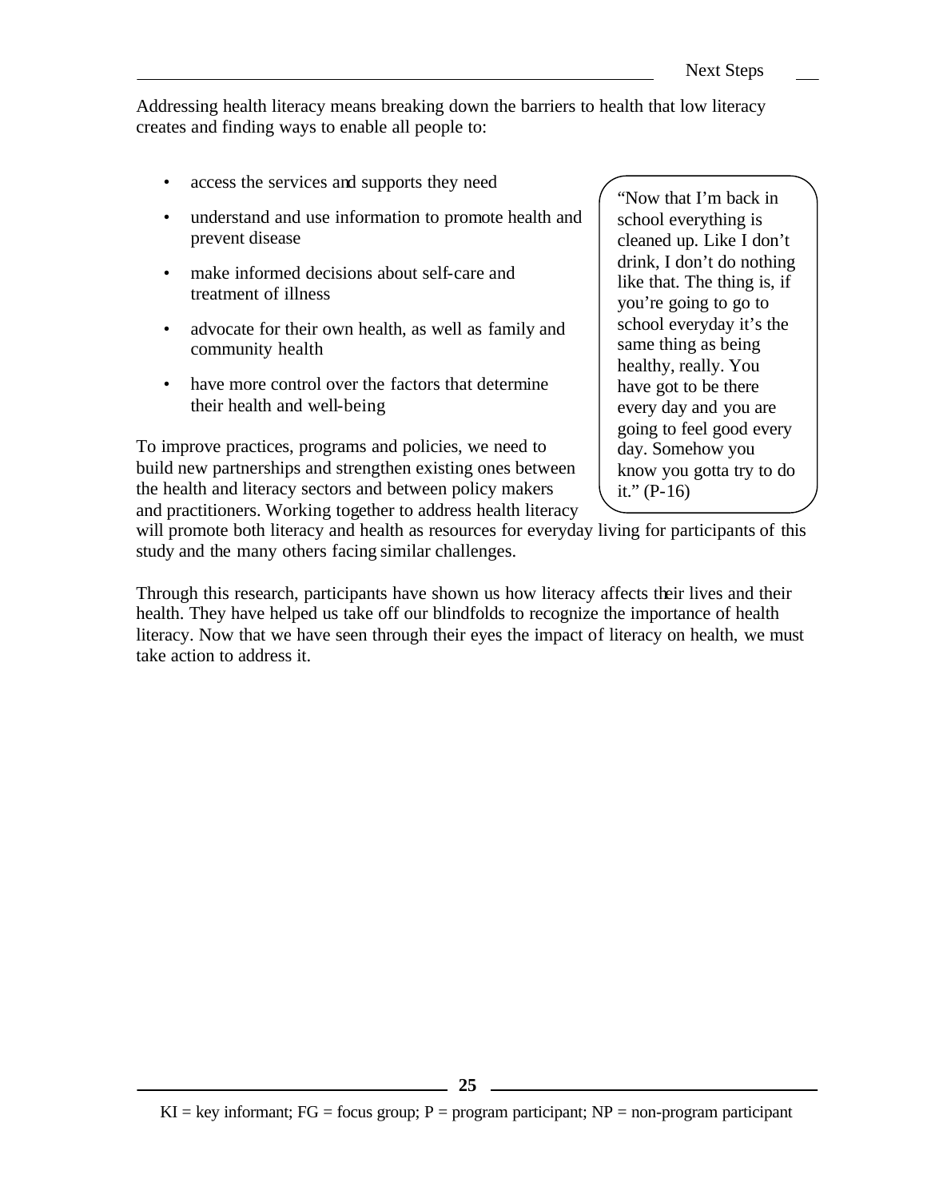Addressing health literacy means breaking down the barriers to health that low literacy creates and finding ways to enable all people to:

- access the services and supports they need
- understand and use information to promote health and prevent disease
- make informed decisions about self-care and treatment of illness
- advocate for their own health, as well as family and community health
- have more control over the factors that determine their health and well-being

> "Now that I'm back in school everything is cleaned up. Like I don't drink, I don't do nothing like that. The thing is, if you're going to go to school everyday it's the same thing as being healthy, really. You have got to be there every day and you are going to feel good every day. Somehow you know you gotta try to do it." (P-16)

To improve practices, programs and policies, we need to build new partnerships and strengthen existing ones between the health and literacy sectors and between policy makers and practitioners. Working together to address health literacy will promote both literacy and health as resources for everyday living for participants of this study and the many others facing similar challenges.

Through this research, participants have shown us how literacy affects their lives and their health. They have helped us take off our blindfolds to recognize the importance of health literacy. Now that we have seen through their eyes the impact of literacy on health, we must take action to address it.

KI = key informant; FG = focus group; P = program participant; NP = non-program participant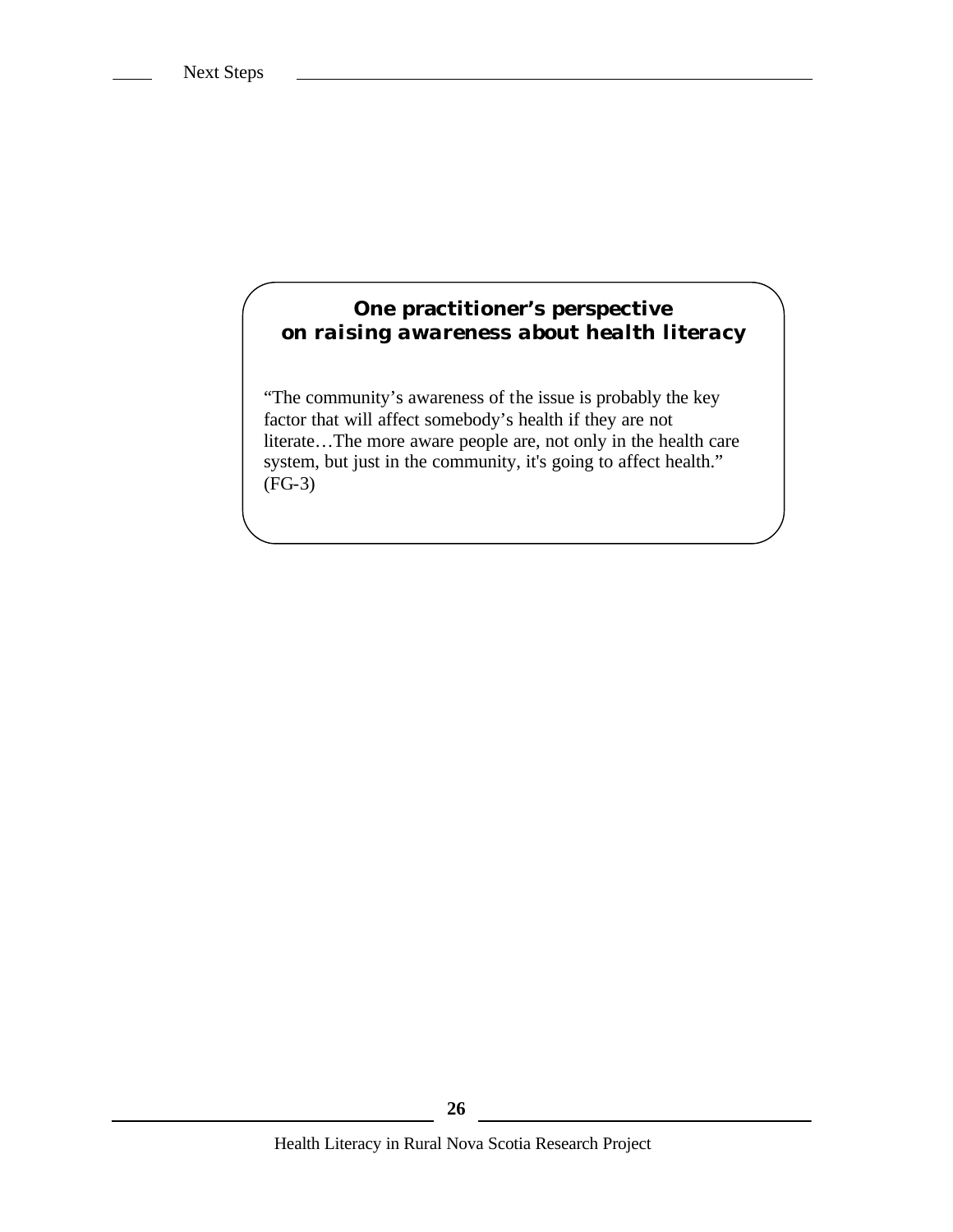### One practitioner's perspective on raising awareness about health literacy

"The community's awareness of the issue is probably the key factor that will affect somebody's health if they are not literate…The more aware people are, not only in the health care system, but just in the community, it's going to affect health." (FG-3)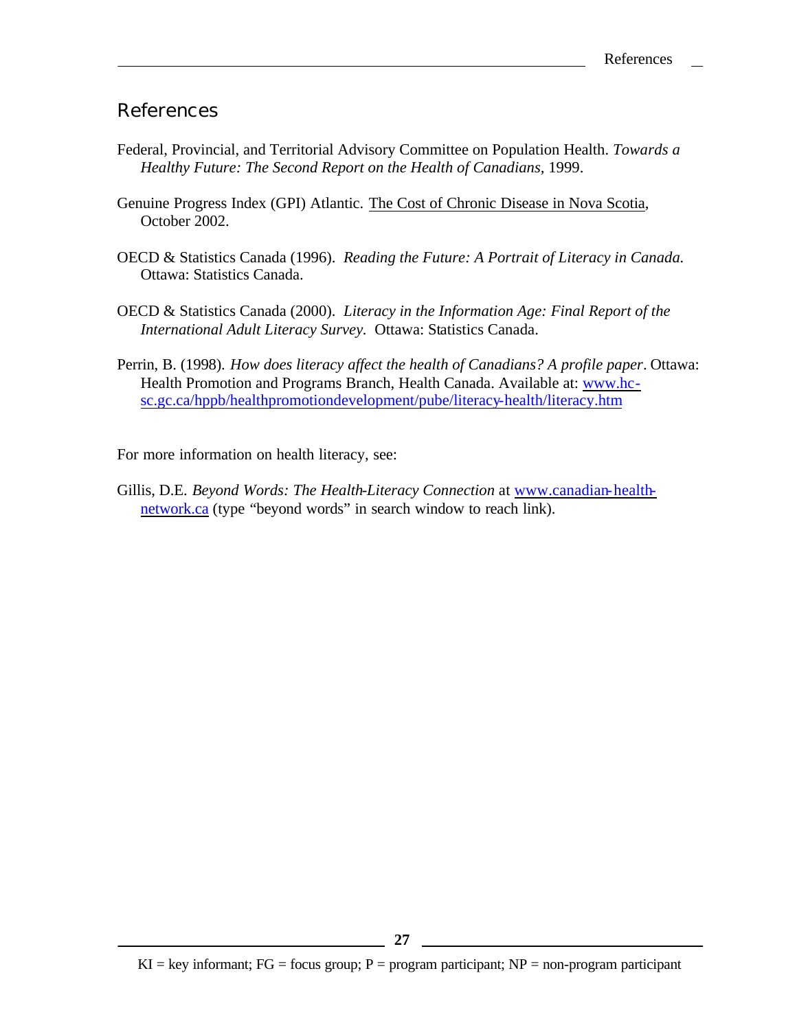# References

Federal, Provincial, and Territorial Advisory Committee on Population Health. *Towards a Healthy Future: The Second Report on the Health of Canadians*, 1999.

Genuine Progress Index (GPI) Atlantic. The Cost of Chronic Disease in Nova Scotia, October 2002.

OECD & Statistics Canada (1996). *Reading the Future: A Portrait of Literacy in Canada.* Ottawa: Statistics Canada.

OECD & Statistics Canada (2000). *Literacy in the Information Age: Final Report of the International Adult Literacy Survey.* Ottawa: Statistics Canada.

Perrin, B. (1998). *How does literacy affect the health of Canadians? A profile paper*. Ottawa: Health Promotion and Programs Branch, Health Canada. Available at: www.hc-sc.gc.ca/hppb/healthpromotiondevelopment/pube/literacy-health/literacy.htm

For more information on health literacy, see:

Gillis, D.E. *Beyond Words: The Health-Literacy Connection* at www.canadian-health-network.ca (type "beyond words" in search window to reach link).

KI = key informant; FG = focus group; P = program participant; NP = non-program participant